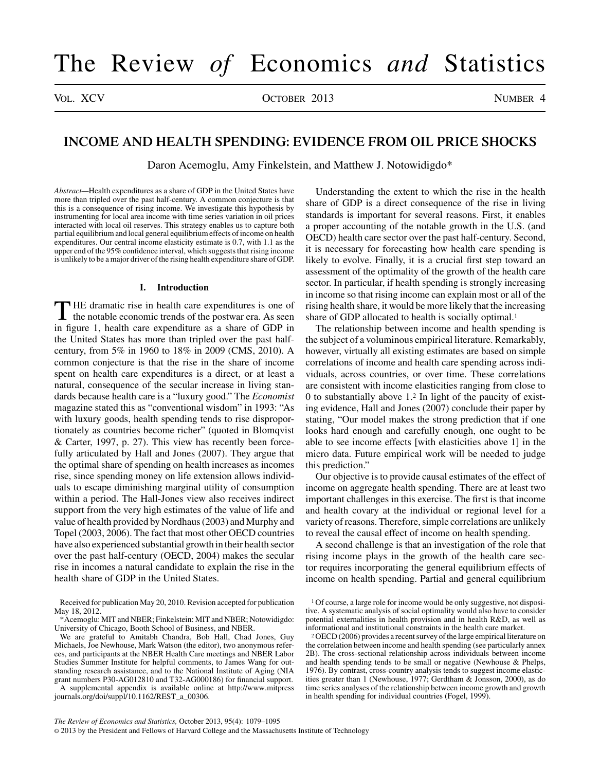# INCOME AND HEALTH SPENDING: EVIDENCE FROM OIL PRICE SHOCKS

Daron Acemoglu, Amy Finkelstein, and Matthew J. Notowidigdo*

*Abstract*—Health expenditures as a share of GDP in the United States have more than tripled over the past half-century. A common conjecture is that this is a consequence of rising income. We investigate this hypothesis by instrumenting for local area income with time series variation in oil prices interacted with local oil reserves. This strategy enables us to capture both partial equilibrium and local general equilibrium effects of income on health expenditures. Our central income elasticity estimate is 0.7, with 1.1 as the upper end of the 95% confidence interval, which suggests that rising income is unlikely to be a major driver of the rising health expenditure share of GDP.

## I. Introduction

The dramatic rise in health care expenditures is one of the notable economic trends of the postwar era. As seen in figure 1, health care expenditure as a share of GDP in the United States has more than tripled over the past half-century, from 5% in 1960 to 18% in 2009 (CMS, 2010). A common conjecture is that the rise in the share of income spent on health care expenditures is a direct, or at least a natural, consequence of the secular increase in living standards because health care is a "luxury good." The *Economist* magazine stated this as "conventional wisdom" in 1993: "As with luxury goods, health spending tends to rise disproportionately as countries become richer" (quoted in Blomqvist & Carter, 1997, p. 27). This view has recently been forcefully articulated by Hall and Jones (2007). They argue that the optimal share of spending on health increases as incomes rise, since spending money on life extension allows individuals to escape diminishing marginal utility of consumption within a period. The Hall-Jones view also receives indirect support from the very high estimates of the value of life and value of health provided by Nordhaus (2003) and Murphy and Topel (2003, 2006). The fact that most other OECD countries have also experienced substantial growth in their health sector over the past half-century (OECD, 2004) makes the secular rise in incomes a natural candidate to explain the rise in the health share of GDP in the United States.

Understanding the extent to which the rise in the health share of GDP is a direct consequence of the rise in living standards is important for several reasons. First, it enables a proper accounting of the notable growth in the U.S. (and OECD) health care sector over the past half-century. Second, it is necessary for forecasting how health care spending is likely to evolve. Finally, it is a crucial first step toward an assessment of the optimality of the growth of the health care sector. In particular, if health spending is strongly increasing in income so that rising income can explain most or all of the rising health share, it would be more likely that the increasing share of GDP allocated to health is socially optimal.[1]

The relationship between income and health spending is the subject of a voluminous empirical literature. Remarkably, however, virtually all existing estimates are based on simple correlations of income and health care spending across individuals, across countries, or over time. These correlations are consistent with income elasticities ranging from close to 0 to substantially above 1.[2] In light of the paucity of existing evidence, Hall and Jones (2007) conclude their paper by stating, "Our model makes the strong prediction that if one looks hard enough and carefully enough, one ought to be able to see income effects [with elasticities above 1] in the micro data. Future empirical work will be needed to judge this prediction."

Our objective is to provide causal estimates of the effect of income on aggregate health spending. There are at least two important challenges in this exercise. The first is that income and health covary at the individual or regional level for a variety of reasons. Therefore, simple correlations are unlikely to reveal the causal effect of income on health spending.

A second challenge is that an investigation of the role that rising income plays in the growth of the health care sector requires incorporating the general equilibrium effects of income on health spending. Partial and general equilibrium

Received for publication May 20, 2010. Revision accepted for publication May 18, 2012.

*Acemoglu: MIT and NBER; Finkelstein: MIT and NBER; Notowidigdo: University of Chicago, Booth School of Business, and NBER.

We are grateful to Amitabh Chandra, Bob Hall, Chad Jones, Guy Michaels, Joe Newhouse, Mark Watson (the editor), two anonymous referees, and participants at the NBER Health Care meetings and NBER Labor Studies Summer Institute for helpful comments, to James Wang for outstanding research assistance, and to the National Institute of Aging (NIA grant numbers P30-AG012810 and T32-AG000186) for financial support.

A supplemental appendix is available online at http://www.mitpressjournals.org/doi/suppl/10.1162/REST_a_00306.

[1] Of course, a large role for income would be only suggestive, not dispositive. A systematic analysis of social optimality would also have to consider potential externalities in health provision and in health R&D, as well as informational and institutional constraints in the health care market.

[2] OECD (2006) provides a recent survey of the large empirical literature on the correlation between income and health spending (see particularly annex 2B). The cross-sectional relationship across individuals between income and health spending tends to be small or negative (Newhouse & Phelps, 1976). By contrast, cross-country analysis tends to suggest income elasticities greater than 1 (Newhouse, 1977; Gerdtham & Jonsson, 2000), as do time series analyses of the relationship between income growth and growth in health spending for individual countries (Fogel, 1999).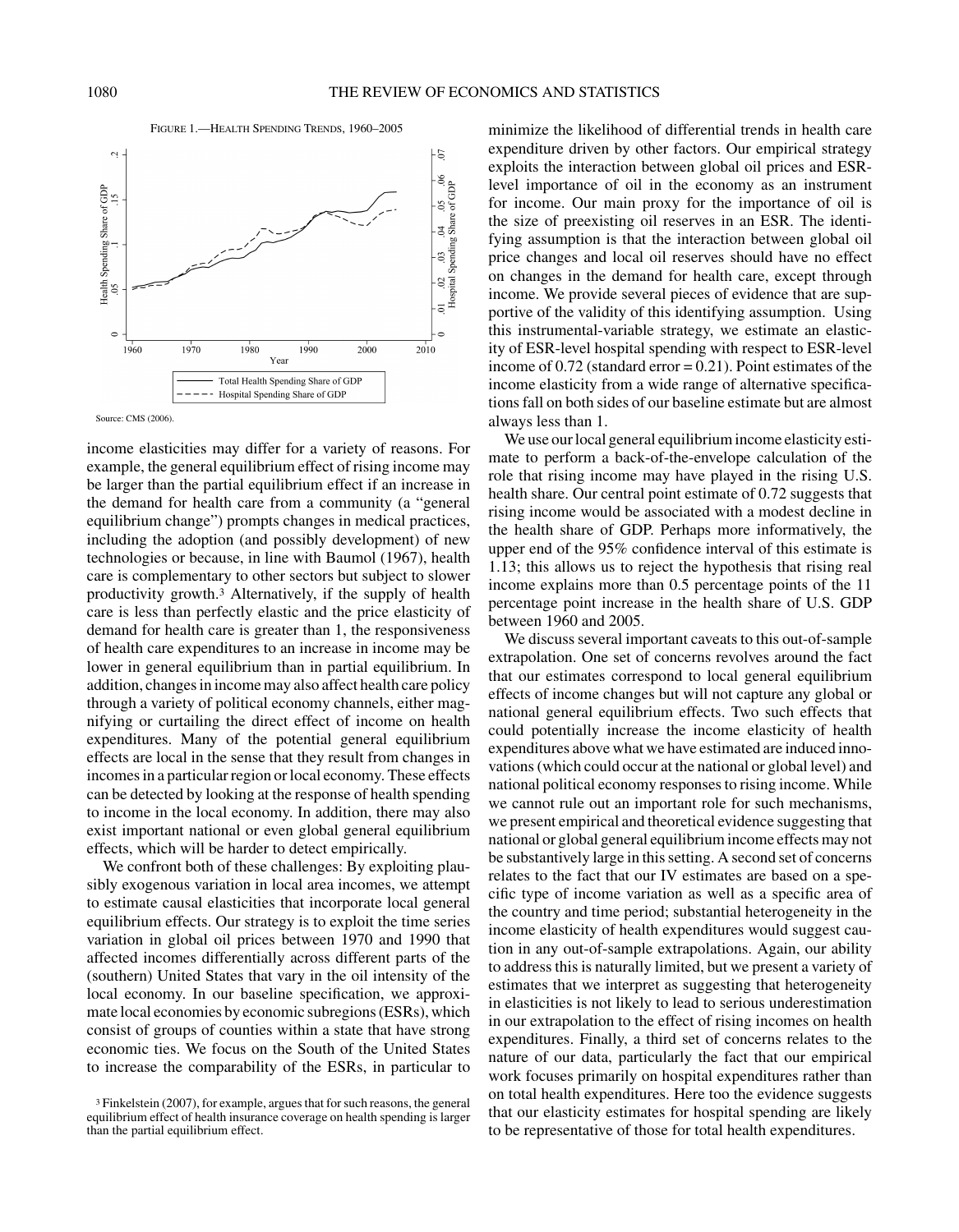FIGURE 1.—HEALTH SPENDING TRENDS, 1960–2005

Health Spending Share of GDP

0 .05 .1 .15 .2

Hospital Spending Share of GDP

0 .01 .02 .03 .04 .05 .06 .07

1960 1970 1980 1990 2000 2010

Year

Total Health Spending Share of GDP

Hospital Spending Share of GDP

Source: CMS (2006).

income elasticities may differ for a variety of reasons. For example, the general equilibrium effect of rising income may be larger than the partial equilibrium effect if an increase in the demand for health care from a community (a "general equilibrium change") prompts changes in medical practices, including the adoption (and possibly development) of new technologies or because, in line with Baumol (1967), health care is complementary to other sectors but subject to slower productivity growth.[3] Alternatively, if the supply of health care is less than perfectly elastic and the price elasticity of demand for health care is greater than 1, the responsiveness of health care expenditures to an increase in income may be lower in general equilibrium than in partial equilibrium. In addition, changes in income may also affect health care policy through a variety of political economy channels, either magnifying or curtailing the direct effect of income on health expenditures. Many of the potential general equilibrium effects are local in the sense that they result from changes in incomes in a particular region or local economy. These effects can be detected by looking at the response of health spending to income in the local economy. In addition, there may also exist important national or even global general equilibrium effects, which will be harder to detect empirically.

We confront both of these challenges: By exploiting plausibly exogenous variation in local area incomes, we attempt to estimate causal elasticities that incorporate local general equilibrium effects. Our strategy is to exploit the time series variation in global oil prices between 1970 and 1990 that affected incomes differentially across different parts of the (southern) United States that vary in the oil intensity of the local economy. In our baseline specification, we approximate local economies by economic subregions (ESRs), which consist of groups of counties within a state that have strong economic ties. We focus on the South of the United States to increase the comparability of the ESRs, in particular to minimize the likelihood of differential trends in health care expenditure driven by other factors. Our empirical strategy exploits the interaction between global oil prices and ESR-level importance of oil in the economy as an instrument for income. Our main proxy for the importance of oil is the size of preexisting oil reserves in an ESR. The identifying assumption is that the interaction between global oil price changes and local oil reserves should have no effect on changes in the demand for health care, except through income. We provide several pieces of evidence that are supportive of the validity of this identifying assumption. Using this instrumental-variable strategy, we estimate an elasticity of ESR-level hospital spending with respect to ESR-level income of 0.72 (standard error = 0.21). Point estimates of the income elasticity from a wide range of alternative specifications fall on both sides of our baseline estimate but are almost always less than 1.

We use our local general equilibrium income elasticity estimate to perform a back-of-the-envelope calculation of the role that rising income may have played in the rising U.S. health share. Our central point estimate of 0.72 suggests that rising income would be associated with a modest decline in the health share of GDP. Perhaps more informatively, the upper end of the 95% confidence interval of this estimate is 1.13; this allows us to reject the hypothesis that rising real income explains more than 0.5 percentage points of the 11 percentage point increase in the health share of U.S. GDP between 1960 and 2005.

We discuss several important caveats to this out-of-sample extrapolation. One set of concerns revolves around the fact that our estimates correspond to local general equilibrium effects of income changes but will not capture any global or national general equilibrium effects. Two such effects that could potentially increase the income elasticity of health expenditures above what we have estimated are induced innovations (which could occur at the national or global level) and national political economy responses to rising income. While we cannot rule out an important role for such mechanisms, we present empirical and theoretical evidence suggesting that national or global general equilibrium income effects may not be substantively large in this setting. A second set of concerns relates to the fact that our IV estimates are based on a specific type of income variation as well as a specific area of the country and time period; substantial heterogeneity in the income elasticity of health expenditures would suggest caution in any out-of-sample extrapolations. Again, our ability to address this is naturally limited, but we present a variety of estimates that we interpret as suggesting that heterogeneity in elasticities is not likely to lead to serious underestimation in our extrapolation to the effect of rising incomes on health expenditures. Finally, a third set of concerns relates to the nature of our data, particularly the fact that our empirical work focuses primarily on hospital expenditures rather than on total health expenditures. Here too the evidence suggests that our elasticity estimates for hospital spending are likely to be representative of those for total health expenditures.

[3] Finkelstein (2007), for example, argues that for such reasons, the general equilibrium effect of health insurance coverage on health spending is larger than the partial equilibrium effect.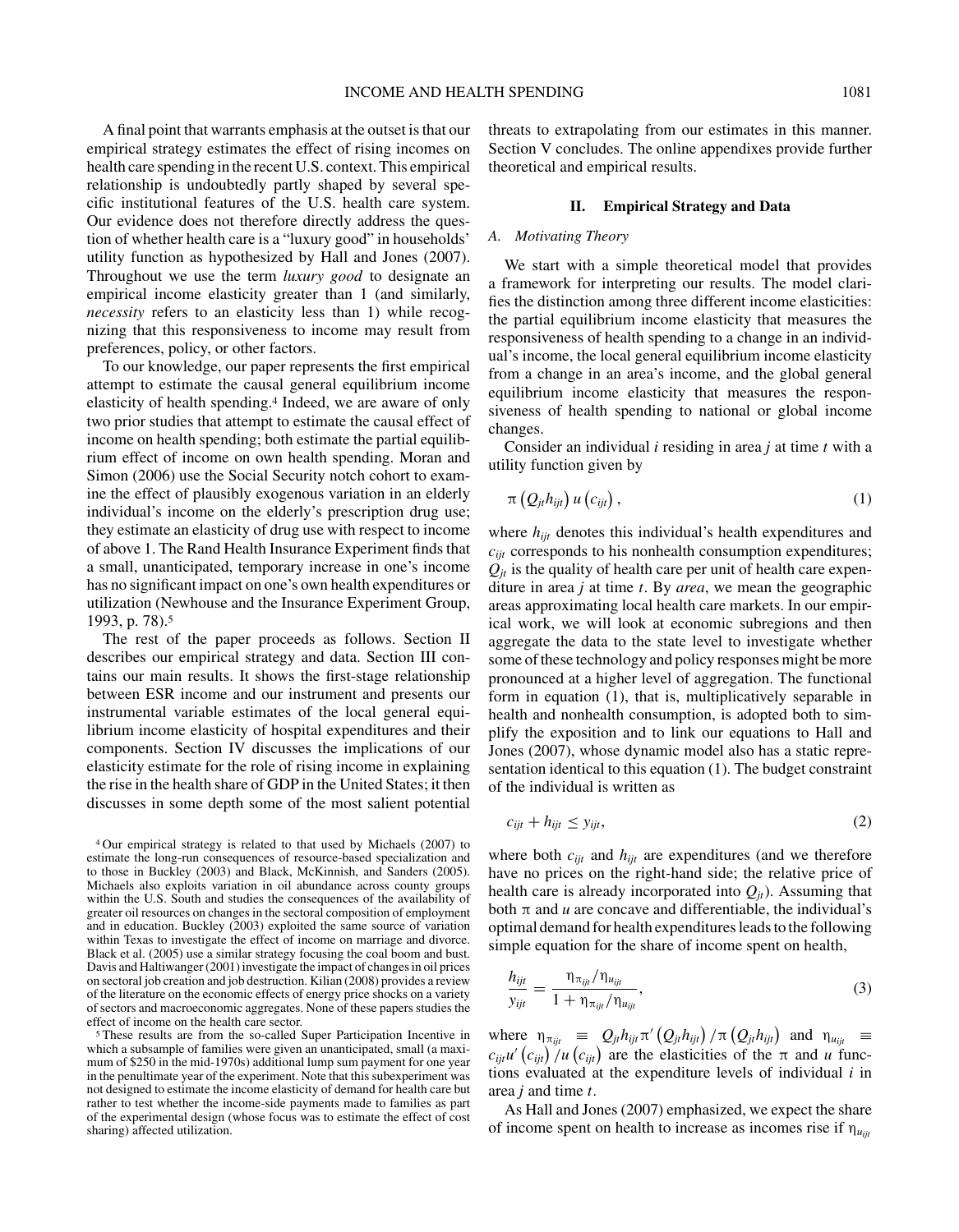A final point that warrants emphasis at the outset is that our empirical strategy estimates the effect of rising incomes on health care spending in the recent U.S. context. This empirical relationship is undoubtedly partly shaped by several specific institutional features of the U.S. health care system. Our evidence does not therefore directly address the question of whether health care is a "luxury good" in households' utility function as hypothesized by Hall and Jones (2007). Throughout we use the term *luxury good* to designate an empirical income elasticity greater than 1 (and similarly, *necessity* refers to an elasticity less than 1) while recognizing that this responsiveness to income may result from preferences, policy, or other factors.

To our knowledge, our paper represents the first empirical attempt to estimate the causal general equilibrium income elasticity of health spending.[4] Indeed, we are aware of only two prior studies that attempt to estimate the causal effect of income on health spending; both estimate the partial equilibrium effect of income on own health spending. Moran and Simon (2006) use the Social Security notch cohort to examine the effect of plausibly exogenous variation in an elderly individual's income on the elderly's prescription drug use; they estimate an elasticity of drug use with respect to income of above 1. The Rand Health Insurance Experiment finds that a small, unanticipated, temporary increase in one's income has no significant impact on one's own health expenditures or utilization (Newhouse and the Insurance Experiment Group, 1993, p. 78).[5]

The rest of the paper proceeds as follows. Section II describes our empirical strategy and data. Section III contains our main results. It shows the first-stage relationship between ESR income and our instrument and presents our instrumental variable estimates of the local general equilibrium income elasticity of hospital expenditures and their components. Section IV discusses the implications of our elasticity estimate for the role of rising income in explaining the rise in the health share of GDP in the United States; it then discusses in some depth some of the most salient potential threats to extrapolating from our estimates in this manner. Section V concludes. The online appendixes provide further theoretical and empirical results.

## II. Empirical Strategy and Data

### A. Motivating Theory

We start with a simple theoretical model that provides a framework for interpreting our results. The model clarifies the distinction among three different income elasticities: the partial equilibrium income elasticity that measures the responsiveness of health spending to a change in an individual's income, the local general equilibrium income elasticity from a change in an area's income, and the global general equilibrium income elasticity that measures the responsiveness of health spending to national or global income changes.

Consider an individual $i$ residing in area $j$ at time $t$ with a utility function given by

$$\pi\left(Q_{jt}h_{ijt}\right)u\left(c_{ijt}\right), \tag{1}$$

where $h_{ijt}$ denotes this individual's health expenditures and $c_{ijt}$ corresponds to his nonhealth consumption expenditures; $Q_{jt}$ is the quality of health care per unit of health care expenditure in area $j$ at time $t$. By *area*, we mean the geographic areas approximating local health care markets. In our empirical work, we will look at economic subregions and then aggregate the data to the state level to investigate whether some of these technology and policy responses might be more pronounced at a higher level of aggregation. The functional form in equation (1), that is, multiplicatively separable in health and nonhealth consumption, is adopted both to simplify the exposition and to link our equations to Hall and Jones (2007), whose dynamic model also has a static representation identical to this equation (1). The budget constraint of the individual is written as

$$c_{ijt} + h_{ijt} \leq y_{ijt}, \tag{2}$$

where both $c_{ijt}$ and $h_{ijt}$ are expenditures (and we therefore have no prices on the right-hand side; the relative price of health care is already incorporated into $Q_{jt}$). Assuming that both $\pi$ and $u$ are concave and differentiable, the individual's optimal demand for health expenditures leads to the following simple equation for the share of income spent on health,

$$\frac{h_{ijt}}{y_{ijt}} = \frac{\eta_{\pi_{ijt}}/\eta_{u_{ijt}}}{1+\eta_{\pi_{ijt}}/\eta_{u_{ijt}}}, \tag{3}$$

where $\eta_{\pi_{ijt}} \equiv Q_{jt}h_{ijt}\pi'\left(Q_{jt}h_{ijt}\right)/\pi\left(Q_{jt}h_{ijt}\right)$ and $\eta_{u_{ijt}} \equiv c_{ijt}u'\left(c_{ijt}\right)/u\left(c_{ijt}\right)$ are the elasticities of the $\pi$ and $u$ functions evaluated at the expenditure levels of individual $i$ in area $j$ and time $t$.

As Hall and Jones (2007) emphasized, we expect the share of income spent on health to increase as incomes rise if $\eta_{u_{ijt}}$

[4] Our empirical strategy is related to that used by Michaels (2007) to estimate the long-run consequences of resource-based specialization and to those in Buckley (2003) and Black, McKinnish, and Sanders (2005). Michaels also exploits variation in oil abundance across county groups within the U.S. South and studies the consequences of the availability of greater oil resources on changes in the sectoral composition of employment and in education. Buckley (2003) exploited the same source of variation within Texas to investigate the effect of income on marriage and divorce. Black et al. (2005) use a similar strategy focusing the coal boom and bust. Davis and Haltiwanger (2001) investigate the impact of changes in oil prices on sectoral job creation and job destruction. Kilian (2008) provides a review of the literature on the economic effects of energy price shocks on a variety of sectors and macroeconomic aggregates. None of these papers studies the effect of income on the health care sector.

[5] These results are from the so-called Super Participation Incentive in which a subsample of families were given an unanticipated, small (a maximum of $250 in the mid-1970s) additional lump sum payment for one year in the penultimate year of the experiment. Note that this subexperiment was not designed to estimate the income elasticity of demand for health care but rather to test whether the income-side payments made to families as part of the experimental design (whose focus was to estimate the effect of cost sharing) affected utilization.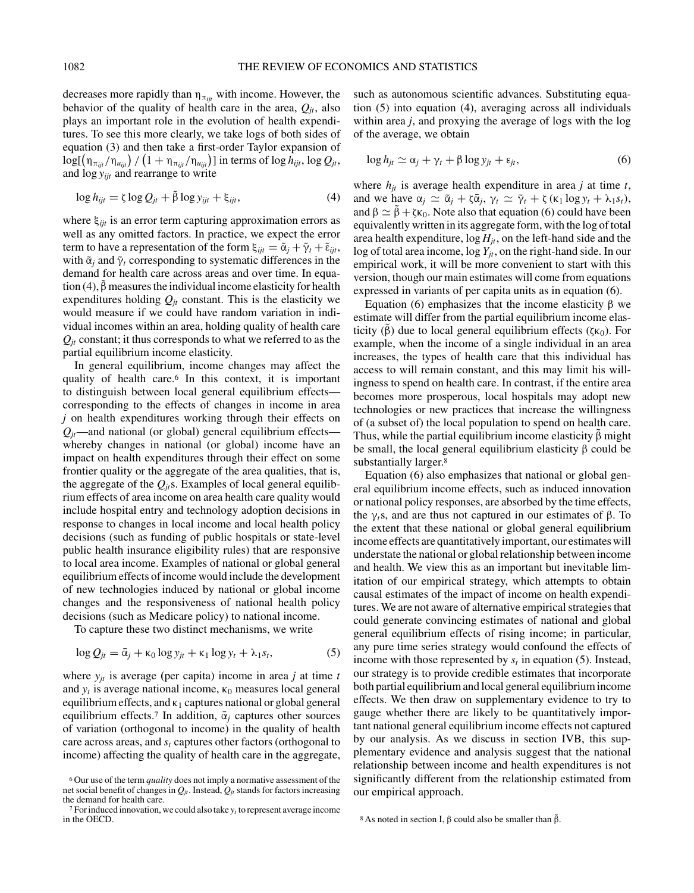decreases more rapidly than $\eta_{\pi_{ijt}}$ with income. However, the behavior of the quality of health care in the area, $Q_{jt}$, also plays an important role in the evolution of health expenditures. To see this more clearly, we take logs of both sides of equation (3) and then take a first-order Taylor expansion of $\log[(\eta_{\pi_{ijt}}/\eta_{u_{ijt}}) / (1 + \eta_{\pi_{ijt}}/\eta_{u_{ijt}})]$ in terms of $\log h_{ijt}$, $\log Q_{jt}$, and $\log y_{ijt}$ and rearrange to write

$$\log h_{ijt} = \zeta \log Q_{jt} + \tilde{\beta} \log y_{ijt} + \xi_{ijt}, \tag{4}$$

where $\xi_{ijt}$ is an error term capturing approximation errors as well as any omitted factors. In practice, we expect the error term to have a representation of the form $\xi_{ijt} = \tilde{\alpha}_j + \tilde{\gamma}_t + \tilde{\varepsilon}_{ijt}$, with $\tilde{\alpha}_j$ and $\tilde{\gamma}_t$ corresponding to systematic differences in the demand for health care across areas and over time. In equation (4), $\tilde{\beta}$ measures the individual income elasticity for health expenditures holding $Q_{jt}$ constant. This is the elasticity we would measure if we could have random variation in individual incomes within an area, holding quality of health care $Q_{jt}$ constant; it thus corresponds to what we referred to as the partial equilibrium income elasticity.

In general equilibrium, income changes may affect the quality of health care.[6] In this context, it is important to distinguish between local general equilibrium effects—corresponding to the effects of changes in income in area $j$ on health expenditures working through their effects on $Q_{jt}$—and national (or global) general equilibrium effects—whereby changes in national (or global) income have an impact on health expenditures through their effect on some frontier quality or the aggregate of the area qualities, that is, the aggregate of the $Q_{jt}$s. Examples of local general equilibrium effects of area income on area health care quality would include hospital entry and technology adoption decisions in response to changes in local income and local health policy decisions (such as funding of public hospitals or state-level public health insurance eligibility rules) that are responsive to local area income. Examples of national or global general equilibrium effects of income would include the development of new technologies induced by national or global income changes and the responsiveness of national health policy decisions (such as Medicare policy) to national income.

To capture these two distinct mechanisms, we write

$$\log Q_{jt} = \bar{\alpha}_j + \kappa_0 \log y_{jt} + \kappa_1 \log y_t + \lambda_1 s_t, \tag{5}$$

where $y_{jt}$ is average (per capita) income in area $j$ at time $t$ and $y_t$ is average national income, $\kappa_0$ measures local general equilibrium effects, and $\kappa_1$ captures national or global general equilibrium effects.[7] In addition, $\bar{\alpha}_j$ captures other sources of variation (orthogonal to income) in the quality of health care across areas, and $s_t$ captures other factors (orthogonal to income) affecting the quality of health care in the aggregate, such as autonomous scientific advances. Substituting equation (5) into equation (4), averaging across all individuals within area $j$, and proxying the average of logs with the log of the average, we obtain

$$\log h_{jt} \simeq \alpha_j + \gamma_t + \beta \log y_{jt} + \varepsilon_{jt}, \tag{6}$$

where $h_{jt}$ is average health expenditure in area $j$ at time $t$, and we have $\alpha_j \simeq \tilde{\alpha}_j + \zeta\bar{\alpha}_j$, $\gamma_t \simeq \tilde{\gamma}_t + \zeta(\kappa_1 \log y_t + \lambda_1 s_t)$, and $\beta \simeq \tilde{\beta} + \zeta\kappa_0$. Note also that equation (6) could have been equivalently written in its aggregate form, with the log of total area health expenditure, $\log H_{jt}$, on the left-hand side and the log of total area income, $\log Y_{jt}$, on the right-hand side. In our empirical work, it will be more convenient to start with this version, though our main estimates will come from equations expressed in variants of per capita units as in equation (6).

Equation (6) emphasizes that the income elasticity $\beta$ we estimate will differ from the partial equilibrium income elasticity ($\tilde{\beta}$) due to local general equilibrium effects ($\zeta\kappa_0$). For example, when the income of a single individual in an area increases, the types of health care that this individual has access to will remain constant, and this may limit his willingness to spend on health care. In contrast, if the entire area becomes more prosperous, local hospitals may adopt new technologies or new practices that increase the willingness of (a subset of) the local population to spend on health care. Thus, while the partial equilibrium income elasticity $\tilde{\beta}$ might be small, the local general equilibrium elasticity $\beta$ could be substantially larger.[8]

Equation (6) also emphasizes that national or global general equilibrium income effects, such as induced innovation or national policy responses, are absorbed by the time effects, the $\gamma_t$s, and are thus not captured in our estimates of $\beta$. To the extent that these national or global general equilibrium income effects are quantitatively important, our estimates will understate the national or global relationship between income and health. We view this as an important but inevitable limitation of our empirical strategy, which attempts to obtain causal estimates of the impact of income on health expenditures. We are not aware of alternative empirical strategies that could generate convincing estimates of national and global general equilibrium effects of rising income; in particular, any pure time series strategy would confound the effects of income with those represented by $s_t$ in equation (5). Instead, our strategy is to provide credible estimates that incorporate both partial equilibrium and local general equilibrium income effects. We then draw on supplementary evidence to try to gauge whether there are likely to be quantitatively important national general equilibrium income effects not captured by our analysis. As we discuss in section IVB, this supplementary evidence and analysis suggest that the national relationship between income and health expenditures is not significantly different from the relationship estimated from our empirical approach.

[6] Our use of the term *quality* does not imply a normative assessment of the net social benefit of changes in $Q_{jt}$. Instead, $Q_{jt}$ stands for factors increasing the demand for health care.

[7] For induced innovation, we could also take $y_t$ to represent average income in the OECD.

[8] As noted in section I, $\beta$ could also be smaller than $\tilde{\beta}$.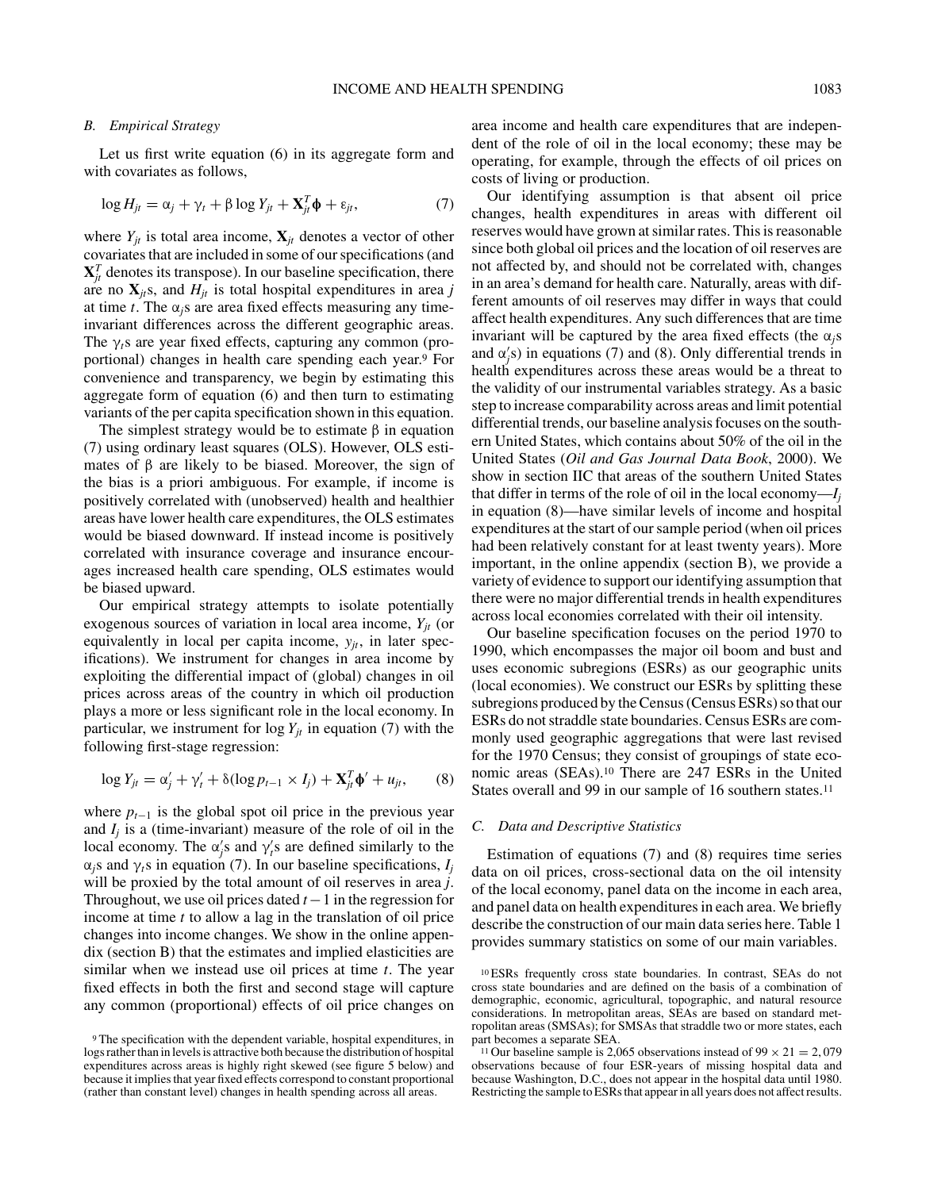### B. Empirical Strategy

Let us first write equation (6) in its aggregate form and with covariates as follows,

$$\log H_{jt} = \alpha_j + \gamma_t + \beta \log Y_{jt} + \mathbf{X}_{jt}^T \boldsymbol{\phi} + \varepsilon_{jt}, \qquad (7)$$

where $Y_{jt}$ is total area income, $\mathbf{X}_{jt}$ denotes a vector of other covariates that are included in some of our specifications (and $\mathbf{X}_{jt}^T$ denotes its transpose). In our baseline specification, there are no $\mathbf{X}_{jt}$s, and $H_{jt}$ is total hospital expenditures in area $j$ at time $t$. The $\alpha_j$s are area fixed effects measuring any time-invariant differences across the different geographic areas. The $\gamma_t$s are year fixed effects, capturing any common (proportional) changes in health care spending each year.[9] For convenience and transparency, we begin by estimating this aggregate form of equation (6) and then turn to estimating variants of the per capita specification shown in this equation.

The simplest strategy would be to estimate $\beta$ in equation (7) using ordinary least squares (OLS). However, OLS estimates of $\beta$ are likely to be biased. Moreover, the sign of the bias is a priori ambiguous. For example, if income is positively correlated with (unobserved) health and healthier areas have lower health care expenditures, the OLS estimates would be biased downward. If instead income is positively correlated with insurance coverage and insurance encourages increased health care spending, OLS estimates would be biased upward.

Our empirical strategy attempts to isolate potentially exogenous sources of variation in local area income, $Y_{jt}$ (or equivalently in local per capita income, $y_{jt}$, in later specifications). We instrument for changes in area income by exploiting the differential impact of (global) changes in oil prices across areas of the country in which oil production plays a more or less significant role in the local economy. In particular, we instrument for $\log Y_{jt}$ in equation (7) with the following first-stage regression:

$$\log Y_{jt} = \alpha'_j + \gamma'_t + \delta(\log p_{t-1} \times I_j) + \mathbf{X}_{jt}^T \boldsymbol{\phi}' + u_{jt}, \qquad (8)$$

where $p_{t-1}$ is the global spot oil price in the previous year and $I_j$ is a (time-invariant) measure of the role of oil in the local economy. The $\alpha'_j$s and $\gamma'_t$s are defined similarly to the $\alpha_j$s and $\gamma_t$s in equation (7). In our baseline specifications, $I_j$ will be proxied by the total amount of oil reserves in area $j$. Throughout, we use oil prices dated $t-1$ in the regression for income at time $t$ to allow a lag in the translation of oil price changes into income changes. We show in the online appendix (section B) that the estimates and implied elasticities are similar when we instead use oil prices at time $t$. The year fixed effects in both the first and second stage will capture any common (proportional) effects of oil price changes on area income and health care expenditures that are independent of the role of oil in the local economy; these may be operating, for example, through the effects of oil prices on costs of living or production.

Our identifying assumption is that absent oil price changes, health expenditures in areas with different oil reserves would have grown at similar rates. This is reasonable since both global oil prices and the location of oil reserves are not affected by, and should not be correlated with, changes in an area's demand for health care. Naturally, areas with different amounts of oil reserves may differ in ways that could affect health expenditures. Any such differences that are time invariant will be captured by the area fixed effects (the $\alpha_j$s and $\alpha'_j$s) in equations (7) and (8). Only differential trends in health expenditures across these areas would be a threat to the validity of our instrumental variables strategy. As a basic step to increase comparability across areas and limit potential differential trends, our baseline analysis focuses on the southern United States, which contains about 50% of the oil in the United States (*Oil and Gas Journal Data Book*, 2000). We show in section IIC that areas of the southern United States that differ in terms of the role of oil in the local economy—$I_j$ in equation (8)—have similar levels of income and hospital expenditures at the start of our sample period (when oil prices had been relatively constant for at least twenty years). More important, in the online appendix (section B), we provide a variety of evidence to support our identifying assumption that there were no major differential trends in health expenditures across local economies correlated with their oil intensity.

Our baseline specification focuses on the period 1970 to 1990, which encompasses the major oil boom and bust and uses economic subregions (ESRs) as our geographic units (local economies). We construct our ESRs by splitting these subregions produced by the Census (Census ESRs) so that our ESRs do not straddle state boundaries. Census ESRs are commonly used geographic aggregations that were last revised for the 1970 Census; they consist of groupings of state economic areas (SEAs).[10] There are 247 ESRs in the United States overall and 99 in our sample of 16 southern states.[11]

### C. Data and Descriptive Statistics

Estimation of equations (7) and (8) requires time series data on oil prices, cross-sectional data on the oil intensity of the local economy, panel data on the income in each area, and panel data on health expenditures in each area. We briefly describe the construction of our main data series here. Table 1 provides summary statistics on some of our main variables.

[9] The specification with the dependent variable, hospital expenditures, in logs rather than in levels is attractive both because the distribution of hospital expenditures across areas is highly right skewed (see figure 5 below) and because it implies that year fixed effects correspond to constant proportional (rather than constant level) changes in health spending across all areas.

[10] ESRs frequently cross state boundaries. In contrast, SEAs do not cross state boundaries and are defined on the basis of a combination of demographic, economic, agricultural, topographic, and natural resource considerations. In metropolitan areas, SEAs are based on standard metropolitan areas (SMSAs); for SMSAs that straddle two or more states, each part becomes a separate SEA.

[11] Our baseline sample is 2,065 observations instead of $99 \times 21 = 2,079$ observations because of four ESR-years of missing hospital data and because Washington, D.C., does not appear in the hospital data until 1980. Restricting the sample to ESRs that appear in all years does not affect results.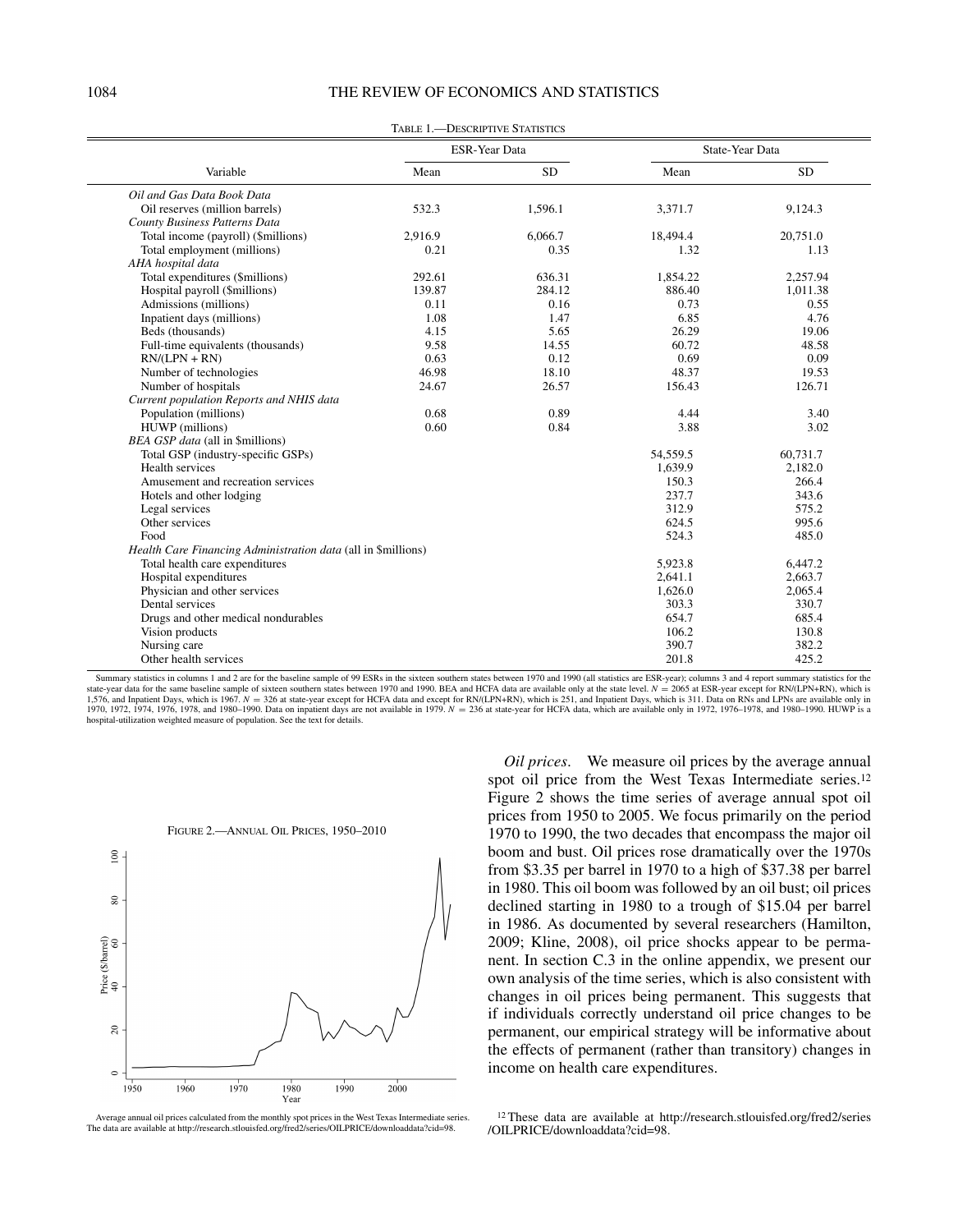TABLE 1.—DESCRIPTIVE STATISTICS

| Variable | ESR-Year Data | | State-Year Data | |
|---|---|---|---|---|
| | Mean | SD | Mean | SD |
| *Oil and Gas Data Book Data* | | | | |
| Oil reserves (million barrels) | 532.3 | 1,596.1 | 3,371.7 | 9,124.3 |
| *County Business Patterns Data* | | | | |
| Total income (payroll) ($millions) | 2,916.9 | 6,066.7 | 18,494.4 | 20,751.0 |
| Total employment (millions) | 0.21 | 0.35 | 1.32 | 1.13 |
| *AHA hospital data* | | | | |
| Total expenditures ($millions) | 292.61 | 636.31 | 1,854.22 | 2,257.94 |
| Hospital payroll ($millions) | 139.87 | 284.12 | 886.40 | 1,011.38 |
| Admissions (millions) | 0.11 | 0.16 | 0.73 | 0.55 |
| Inpatient days (millions) | 1.08 | 1.47 | 6.85 | 4.76 |
| Beds (thousands) | 4.15 | 5.65 | 26.29 | 19.06 |
| Full-time equivalents (thousands) | 9.58 | 14.55 | 60.72 | 48.58 |
| RN/(LPN + RN) | 0.63 | 0.12 | 0.69 | 0.09 |
| Number of technologies | 46.98 | 18.10 | 48.37 | 19.53 |
| Number of hospitals | 24.67 | 26.57 | 156.43 | 126.71 |
| *Current population Reports and NHIS data* | | | | |
| Population (millions) | 0.68 | 0.89 | 4.44 | 3.40 |
| HUWP (millions) | 0.60 | 0.84 | 3.88 | 3.02 |
| *BEA GSP data* (all in $millions) | | | | |
| Total GSP (industry-specific GSPs) | | | 54,559.5 | 60,731.7 |
| Health services | | | 1,639.9 | 2,182.0 |
| Amusement and recreation services | | | 150.3 | 266.4 |
| Hotels and other lodging | | | 237.7 | 343.6 |
| Legal services | | | 312.9 | 575.2 |
| Other services | | | 624.5 | 995.6 |
| Food | | | 524.3 | 485.0 |
| *Health Care Financing Administration data* (all in $millions) | | | | |
| Total health care expenditures | | | 5,923.8 | 6,447.2 |
| Hospital expenditures | | | 2,641.1 | 2,663.7 |
| Physician and other services | | | 1,626.0 | 2,065.4 |
| Dental services | | | 303.3 | 330.7 |
| Drugs and other medical nondurables | | | 654.7 | 685.4 |
| Vision products | | | 106.2 | 130.8 |
| Nursing care | | | 390.7 | 382.2 |
| Other health services | | | 201.8 | 425.2 |

Summary statistics in columns 1 and 2 are for the baseline sample of 99 ESRs in the sixteen southern states between 1970 and 1990 (all statistics are ESR-year); columns 3 and 4 report summary statistics for the state-year data for the same baseline sample of sixteen southern states between 1970 and 1990. BEA and HCFA data are available only at the state level. $N = 2065$ at ESR-year except for RN/(LPN+RN), which is 1,576, and Inpatient Days, which is 1967. $N = 326$ at state-year except for HCFA data and except for RN/(LPN+RN), which is 251, and Inpatient Days, which is 311. Data on RNs and LPNs are available only in 1970, 1972, 1974, 1976, 1978, and 1980–1990. Data on inpatient days are not available in 1979. $N = 236$ at state-year for HCFA data, which are available only in 1972, 1976–1978, and 1980–1990. HUWP is a hospital-utilization weighted measure of population. See the text for details.

FIGURE 2.—ANNUAL OIL PRICES, 1950–2010

Average annual oil prices calculated from the monthly spot prices in the West Texas Intermediate series. The data are available at http://research.stlouisfed.org/fred2/series/OILPRICE/downloaddata?cid=98.

*Oil prices*. We measure oil prices by the average annual spot oil price from the West Texas Intermediate series.[12] Figure 2 shows the time series of average annual spot oil prices from 1950 to 2005. We focus primarily on the period 1970 to 1990, the two decades that encompass the major oil boom and bust. Oil prices rose dramatically over the 1970s from $3.35 per barrel in 1970 to a high of $37.38 per barrel in 1980. This oil boom was followed by an oil bust; oil prices declined starting in 1980 to a trough of $15.04 per barrel in 1986. As documented by several researchers (Hamilton, 2009; Kline, 2008), oil price shocks appear to be permanent. In section C.3 in the online appendix, we present our own analysis of the time series, which is also consistent with changes in oil prices being permanent. This suggests that if individuals correctly understand oil price changes to be permanent, our empirical strategy will be informative about the effects of permanent (rather than transitory) changes in income on health care expenditures.

[12] These data are available at http://research.stlouisfed.org/fred2/series/OILPRICE/downloaddata?cid=98.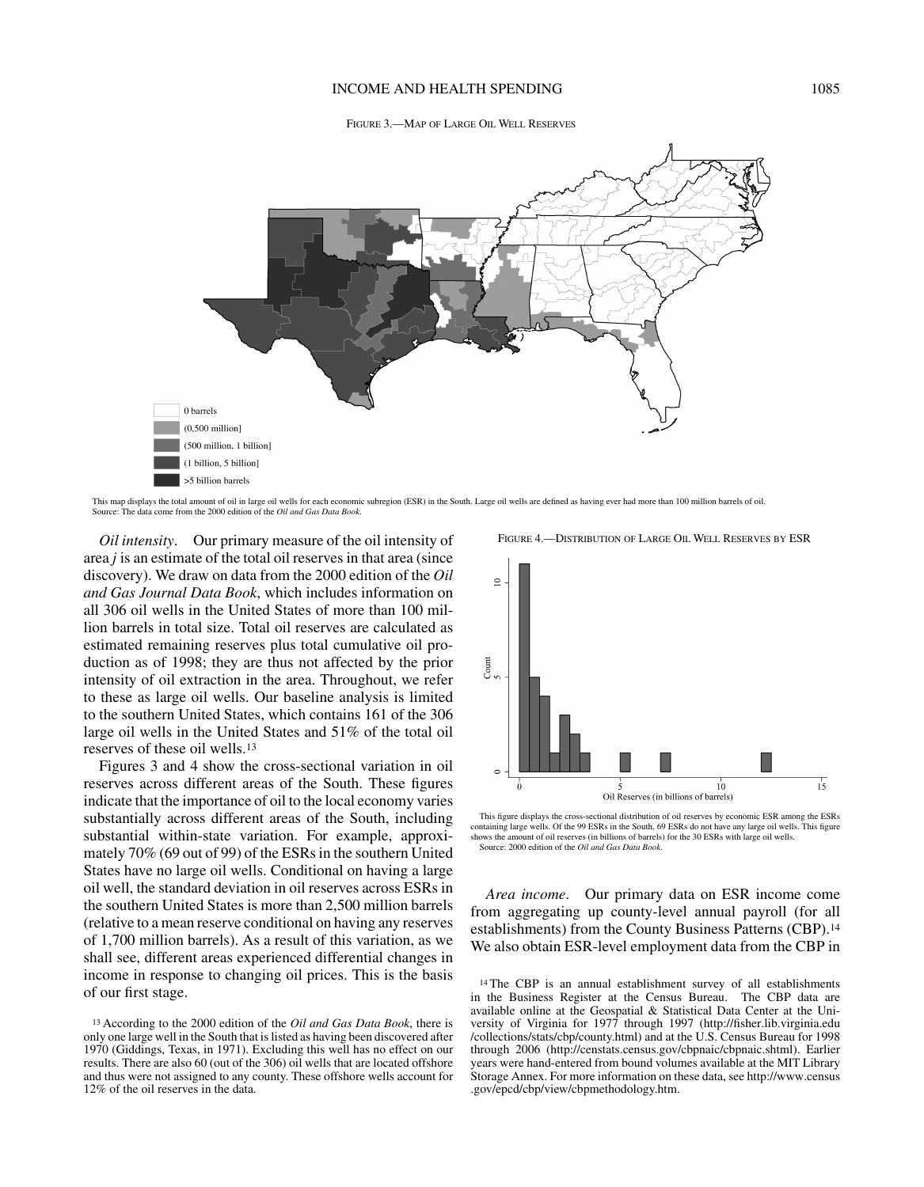FIGURE 3.—MAP OF LARGE OIL WELL RESERVES

0 barrels
(0,500 million]
(500 million, 1 billion]
(1 billion, 5 billion]
>5 billion barrels

This map displays the total amount of oil in large oil wells for each economic subregion (ESR) in the South. Large oil wells are defined as having ever had more than 100 million barrels of oil.
Source: The data come from the 2000 edition of the *Oil and Gas Data Book*.

*Oil intensity*. Our primary measure of the oil intensity of area $j$ is an estimate of the total oil reserves in that area (since discovery). We draw on data from the 2000 edition of the *Oil and Gas Journal Data Book*, which includes information on all 306 oil wells in the United States of more than 100 million barrels in total size. Total oil reserves are calculated as estimated remaining reserves plus total cumulative oil production as of 1998; they are thus not affected by the prior intensity of oil extraction in the area. Throughout, we refer to these as large oil wells. Our baseline analysis is limited to the southern United States, which contains 161 of the 306 large oil wells in the United States and 51% of the total oil reserves of these oil wells.[13]

Figures 3 and 4 show the cross-sectional variation in oil reserves across different areas of the South. These figures indicate that the importance of oil to the local economy varies substantially across different areas of the South, including substantial within-state variation. For example, approximately 70% (69 out of 99) of the ESRs in the southern United States have no large oil wells. Conditional on having a large oil well, the standard deviation in oil reserves across ESRs in the southern United States is more than 2,500 million barrels (relative to a mean reserve conditional on having any reserves of 1,700 million barrels). As a result of this variation, as we shall see, different areas experienced differential changes in income in response to changing oil prices. This is the basis of our first stage.

FIGURE 4.—DISTRIBUTION OF LARGE OIL WELL RESERVES BY ESR

This figure displays the cross-sectional distribution of oil reserves by economic ESR among the ESRs containing large wells. Of the 99 ESRs in the South, 69 ESRs do not have any large oil wells. This figure shows the amount of oil reserves (in billions of barrels) for the 30 ESRs with large oil wells.
Source: 2000 edition of the *Oil and Gas Data Book*.

*Area income*. Our primary data on ESR income come from aggregating up county-level annual payroll (for all establishments) from the County Business Patterns (CBP).[14] We also obtain ESR-level employment data from the CBP in

[13] According to the 2000 edition of the *Oil and Gas Data Book*, there is only one large well in the South that is listed as having been discovered after 1970 (Giddings, Texas, in 1971). Excluding this well has no effect on our results. There are also 60 (out of the 306) oil wells that are located offshore and thus were not assigned to any county. These offshore wells account for 12% of the oil reserves in the data.

[14] The CBP is an annual establishment survey of all establishments in the Business Register at the Census Bureau. The CBP data are available online at the Geospatial & Statistical Data Center at the University of Virginia for 1977 through 1997 (http://fisher.lib.virginia.edu/collections/stats/cbp/county.html) and at the U.S. Census Bureau for 1998 through 2006 (http://censtats.census.gov/cbpnaic/cbpnaic.shtml). Earlier years were hand-entered from bound volumes available at the MIT Library Storage Annex. For more information on these data, see http://www.census.gov/epcd/cbp/view/cbpmethodology.htm.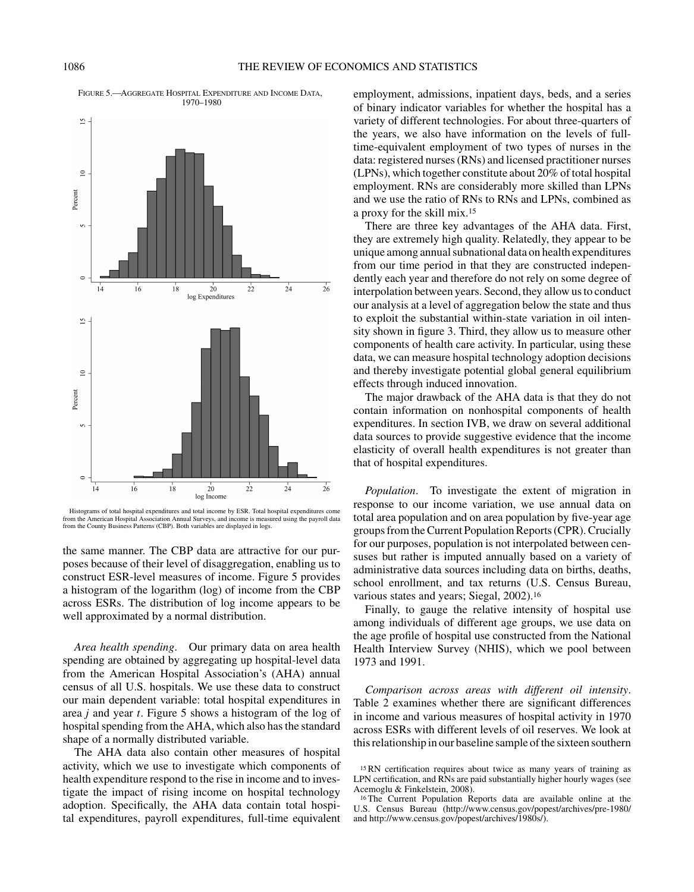FIGURE 5.—AGGREGATE HOSPITAL EXPENDITURE AND INCOME DATA, 1970–1980

Percent
0
5
10
15
14
16
18
20
22
24
26
log Expenditures

Percent
0
5
10
15
14
16
18
20
22
24
26
log Income

Histograms of total hospital expenditures and total income by ESR. Total hospital expenditures come from the American Hospital Association Annual Surveys, and income is measured using the payroll data from the County Business Patterns (CBP). Both variables are displayed in logs.

the same manner. The CBP data are attractive for our purposes because of their level of disaggregation, enabling us to construct ESR-level measures of income. Figure 5 provides a histogram of the logarithm (log) of income from the CBP across ESRs. The distribution of log income appears to be well approximated by a normal distribution.

*Area health spending*. Our primary data on area health spending are obtained by aggregating up hospital-level data from the American Hospital Association's (AHA) annual census of all U.S. hospitals. We use these data to construct our main dependent variable: total hospital expenditures in area $j$ and year $t$. Figure 5 shows a histogram of the log of hospital spending from the AHA, which also has the standard shape of a normally distributed variable.

The AHA data also contain other measures of hospital activity, which we use to investigate which components of health expenditure respond to the rise in income and to investigate the impact of rising income on hospital technology adoption. Specifically, the AHA data contain total hospital expenditures, payroll expenditures, full-time equivalent employment, admissions, inpatient days, beds, and a series of binary indicator variables for whether the hospital has a variety of different technologies. For about three-quarters of the years, we also have information on the levels of full-time-equivalent employment of two types of nurses in the data: registered nurses (RNs) and licensed practitioner nurses (LPNs), which together constitute about 20% of total hospital employment. RNs are considerably more skilled than LPNs and we use the ratio of RNs to RNs and LPNs, combined as a proxy for the skill mix.[15]

There are three key advantages of the AHA data. First, they are extremely high quality. Relatedly, they appear to be unique among annual subnational data on health expenditures from our time period in that they are constructed independently each year and therefore do not rely on some degree of interpolation between years. Second, they allow us to conduct our analysis at a level of aggregation below the state and thus to exploit the substantial within-state variation in oil intensity shown in figure 3. Third, they allow us to measure other components of health care activity. In particular, using these data, we can measure hospital technology adoption decisions and thereby investigate potential global general equilibrium effects through induced innovation.

The major drawback of the AHA data is that they do not contain information on nonhospital components of health expenditures. In section IVB, we draw on several additional data sources to provide suggestive evidence that the income elasticity of overall health expenditures is not greater than that of hospital expenditures.

*Population*. To investigate the extent of migration in response to our income variation, we use annual data on total area population and on area population by five-year age groups from the Current Population Reports (CPR). Crucially for our purposes, population is not interpolated between censuses but rather is imputed annually based on a variety of administrative data sources including data on births, deaths, school enrollment, and tax returns (U.S. Census Bureau, various states and years; Siegal, 2002).[16]

Finally, to gauge the relative intensity of hospital use among individuals of different age groups, we use data on the age profile of hospital use constructed from the National Health Interview Survey (NHIS), which we pool between 1973 and 1991.

*Comparison across areas with different oil intensity*. Table 2 examines whether there are significant differences in income and various measures of hospital activity in 1970 across ESRs with different levels of oil reserves. We look at this relationship in our baseline sample of the sixteen southern

[15] RN certification requires about twice as many years of training as LPN certification, and RNs are paid substantially higher hourly wages (see Acemoglu & Finkelstein, 2008).

[16] The Current Population Reports data are available online at the U.S. Census Bureau (http://www.census.gov/popest/archives/pre-1980/ and http://www.census.gov/popest/archives/1980s/).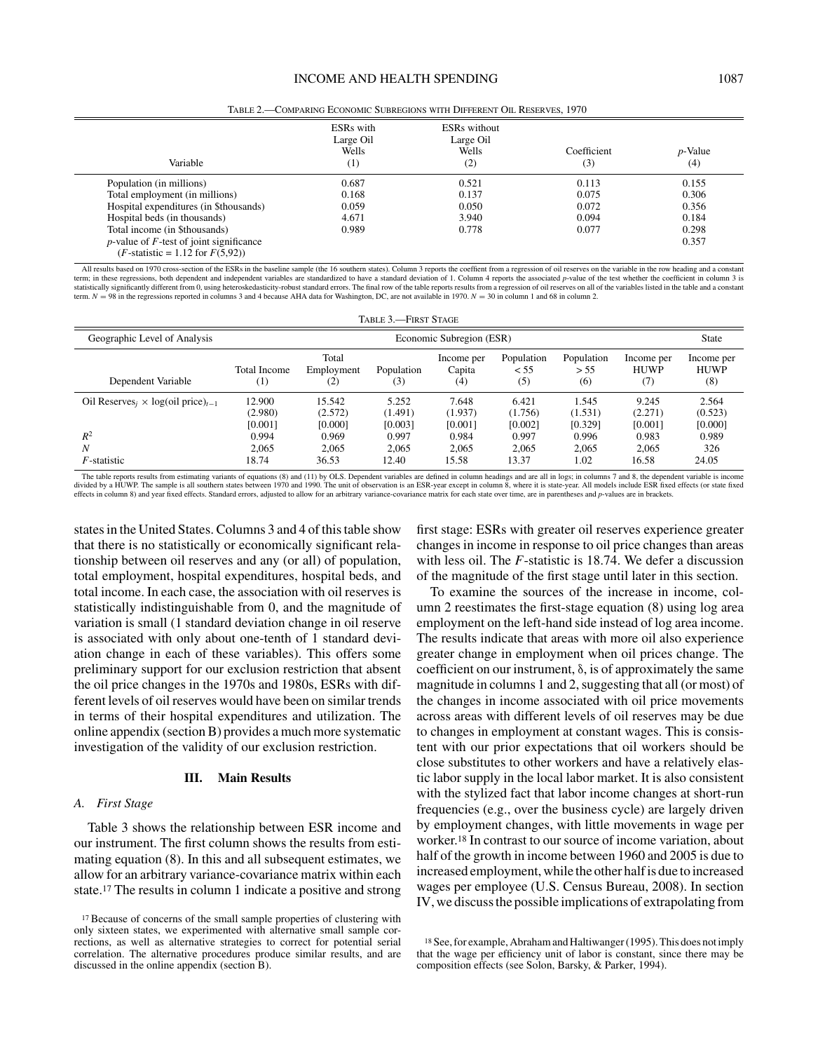Table 2.—Comparing Economic Subregions with Different Oil Reserves, 1970

| Variable | ESRs with Large Oil Wells (1) | ESRs without Large Oil Wells (2) | Coefficient (3) | $p$-Value (4) |
|---|---|---|---|---|
| Population (in millions) | 0.687 | 0.521 | 0.113 | 0.155 |
| Total employment (in millions) | 0.168 | 0.137 | 0.075 | 0.306 |
| Hospital expenditures (in $thousands) | 0.059 | 0.050 | 0.072 | 0.356 |
| Hospital beds (in thousands) | 4.671 | 3.940 | 0.094 | 0.184 |
| Total income (in $thousands) | 0.989 | 0.778 | 0.077 | 0.298 |
| $p$-value of $F$-test of joint significance ($F$-statistic = 1.12 for $F(5,92)$) | | | | 0.357 |

All results based on 1970 cross-section of the ESRs in the baseline sample (the 16 southern states). Column 3 reports the coeffient from a regression of oil reserves on the variable in the row heading and a constant term; in these regressions, both dependent and independent variables are standardized to have a standard deviation of 1. Column 4 reports the associated $p$-value of the test whether the coefficient in column 3 is statistically significantly different from 0, using heteroskedasticity-robust standard errors. The final row of the table reports results from a regression of oil reserves on all of the variables listed in the table and a constant term. $N = 98$ in the regressions reported in columns 3 and 4 because AHA data for Washington, DC, are not available in 1970. $N = 30$ in column 1 and 68 in column 2.

Table 3.—First Stage

| Geographic Level of Analysis | Economic Subregion (ESR) | | | | | | | State |
|---|---|---|---|---|---|---|---|---|
| Dependent Variable | Total Income (1) | Total Employment (2) | Population (3) | Income per Capita (4) | Population < 55 (5) | Population > 55 (6) | Income per HUWP (7) | Income per HUWP (8) |
| Oil Reserves$_j$ × log(oil price)$_{t-1}$ | 12.900 | 15.542 | 5.252 | 7.648 | 6.421 | 1.545 | 9.245 | 2.564 |
| | (2.980) | (2.572) | (1.491) | (1.937) | (1.756) | (1.531) | (2.271) | (0.523) |
| | [0.001] | [0.000] | [0.003] | [0.001] | [0.002] | [0.329] | [0.001] | [0.000] |
| $R^2$ | 0.994 | 0.969 | 0.997 | 0.984 | 0.997 | 0.996 | 0.983 | 0.989 |
| $N$ | 2,065 | 2,065 | 2,065 | 2,065 | 2,065 | 2,065 | 2,065 | 326 |
| $F$-statistic | 18.74 | 36.53 | 12.40 | 15.58 | 13.37 | 1.02 | 16.58 | 24.05 |

The table reports results from estimating variants of equations (8) and (11) by OLS. Dependent variables are defined in column headings and are all in logs; in columns 7 and 8, the dependent variable is income divided by a HUWP. The sample is all southern states between 1970 and 1990. The unit of observation is an ESR-year except in column 8, where it is state-year. All models include ESR fixed effects (or state fixed effects in column 8) and year fixed effects. Standard errors, adjusted to allow for an arbitrary variance-covariance matrix for each state over time, are in parentheses and $p$-values are in brackets.

states in the United States. Columns 3 and 4 of this table show that there is no statistically or economically significant relationship between oil reserves and any (or all) of population, total employment, hospital expenditures, hospital beds, and total income. In each case, the association with oil reserves is statistically indistinguishable from 0, and the magnitude of variation is small (1 standard deviation change in oil reserve is associated with only about one-tenth of 1 standard deviation change in each of these variables). This offers some preliminary support for our exclusion restriction that absent the oil price changes in the 1970s and 1980s, ESRs with different levels of oil reserves would have been on similar trends in terms of their hospital expenditures and utilization. The online appendix (section B) provides a much more systematic investigation of the validity of our exclusion restriction.

## III. Main Results

### *A. First Stage*

Table 3 shows the relationship between ESR income and our instrument. The first column shows the results from estimating equation (8). In this and all subsequent estimates, we allow for an arbitrary variance-covariance matrix within each state.[17] The results in column 1 indicate a positive and strong first stage: ESRs with greater oil reserves experience greater changes in income in response to oil price changes than areas with less oil. The $F$-statistic is 18.74. We defer a discussion of the magnitude of the first stage until later in this section.

To examine the sources of the increase in income, column 2 reestimates the first-stage equation (8) using log area employment on the left-hand side instead of log area income. The results indicate that areas with more oil also experience greater change in employment when oil prices change. The coefficient on our instrument, $\delta$, is of approximately the same magnitude in columns 1 and 2, suggesting that all (or most) of the changes in income associated with oil price movements across areas with different levels of oil reserves may be due to changes in employment at constant wages. This is consistent with our prior expectations that oil workers should be close substitutes to other workers and have a relatively elastic labor supply in the local labor market. It is also consistent with the stylized fact that labor income changes at short-run frequencies (e.g., over the business cycle) are largely driven by employment changes, with little movements in wage per worker.[18] In contrast to our source of income variation, about half of the growth in income between 1960 and 2005 is due to increased employment, while the other half is due to increased wages per employee (U.S. Census Bureau, 2008). In section IV, we discuss the possible implications of extrapolating from

[17] Because of concerns of the small sample properties of clustering with only sixteen states, we experimented with alternative small sample corrections, as well as alternative strategies to correct for potential serial correlation. The alternative procedures produce similar results, and are discussed in the online appendix (section B).

[18] See, for example, Abraham and Haltiwanger (1995). This does not imply that the wage per efficiency unit of labor is constant, since there may be composition effects (see Solon, Barsky, & Parker, 1994).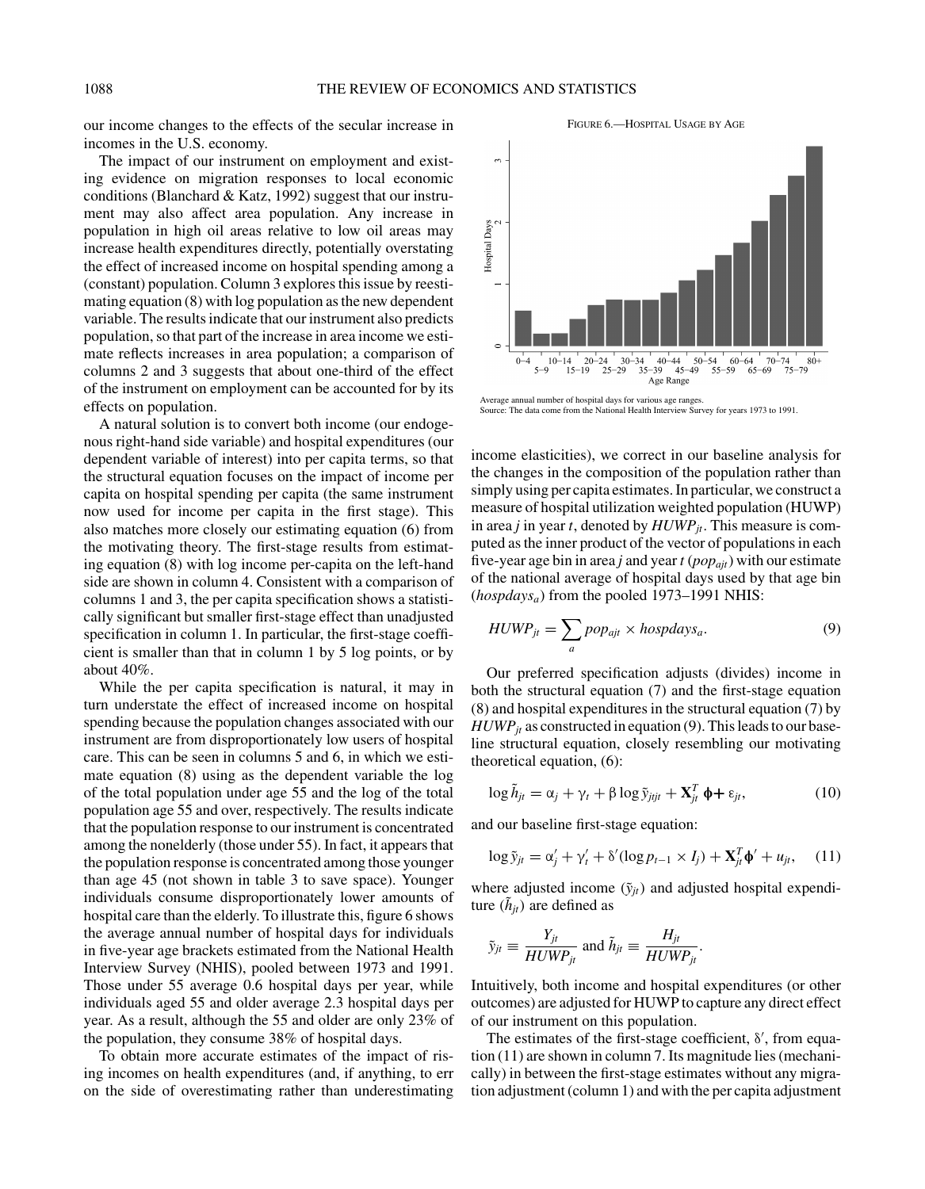our income changes to the effects of the secular increase in incomes in the U.S. economy.

The impact of our instrument on employment and existing evidence on migration responses to local economic conditions (Blanchard & Katz, 1992) suggest that our instrument may also affect area population. Any increase in population in high oil areas relative to low oil areas may increase health expenditures directly, potentially overstating the effect of increased income on hospital spending among a (constant) population. Column 3 explores this issue by reestimating equation (8) with log population as the new dependent variable. The results indicate that our instrument also predicts population, so that part of the increase in area income we estimate reflects increases in area population; a comparison of columns 2 and 3 suggests that about one-third of the effect of the instrument on employment can be accounted for by its effects on population.

A natural solution is to convert both income (our endogenous right-hand side variable) and hospital expenditures (our dependent variable of interest) into per capita terms, so that the structural equation focuses on the impact of income per capita on hospital spending per capita (the same instrument now used for income per capita in the first stage). This also matches more closely our estimating equation (6) from the motivating theory. The first-stage results from estimating equation (8) with log income per-capita on the left-hand side are shown in column 4. Consistent with a comparison of columns 1 and 3, the per capita specification shows a statistically significant but smaller first-stage effect than unadjusted specification in column 1. In particular, the first-stage coefficient is smaller than that in column 1 by 5 log points, or by about 40%.

While the per capita specification is natural, it may in turn understate the effect of increased income on hospital spending because the population changes associated with our instrument are from disproportionately low users of hospital care. This can be seen in columns 5 and 6, in which we estimate equation (8) using as the dependent variable the log of the total population under age 55 and the log of the total population age 55 and over, respectively. The results indicate that the population response to our instrument is concentrated among the nonelderly (those under 55). In fact, it appears that the population response is concentrated among those younger than age 45 (not shown in table 3 to save space). Younger individuals consume disproportionately lower amounts of hospital care than the elderly. To illustrate this, figure 6 shows the average annual number of hospital days for individuals in five-year age brackets estimated from the National Health Interview Survey (NHIS), pooled between 1973 and 1991. Those under 55 average 0.6 hospital days per year, while individuals aged 55 and older average 2.3 hospital days per year. As a result, although the 55 and older are only 23% of the population, they consume 38% of hospital days.

To obtain more accurate estimates of the impact of rising incomes on health expenditures (and, if anything, to err on the side of overestimating rather than underestimating

Figure 6.—Hospital Usage by Age

Average annual number of hospital days for various age ranges.
Source: The data come from the National Health Interview Survey for years 1973 to 1991.

income elasticities), we correct in our baseline analysis for the changes in the composition of the population rather than simply using per capita estimates. In particular, we construct a measure of hospital utilization weighted population (HUWP) in area $j$ in year $t$, denoted by $HUWP_{jt}$. This measure is computed as the inner product of the vector of populations in each five-year age bin in area $j$ and year $t$ ($pop_{ajt}$) with our estimate of the national average of hospital days used by that age bin ($hospdays_a$) from the pooled 1973–1991 NHIS:

$$HUWP_{jt} = \sum_{a} pop_{ajt} \times hospdays_a. \tag{9}$$

Our preferred specification adjusts (divides) income in both the structural equation (7) and the first-stage equation (8) and hospital expenditures in the structural equation (7) by $HUWP_{jt}$ as constructed in equation (9). This leads to our baseline structural equation, closely resembling our motivating theoretical equation, (6):

$$\log \tilde{h}_{jt} = \alpha_j + \gamma_t + \beta \log \tilde{y}_{jtjt} + \mathbf{X}_{jt}^T \boldsymbol{\phi} + \varepsilon_{jt}, \tag{10}$$

and our baseline first-stage equation:

$$\log \tilde{y}_{jt} = \alpha'_j + \gamma'_t + \delta'(\log p_{t-1} \times I_j) + \mathbf{X}_{jt}^T \boldsymbol{\phi}' + u_{jt}, \tag{11}$$

where adjusted income ($\tilde{y}_{jt}$) and adjusted hospital expenditure ($\tilde{h}_{jt}$) are defined as

$$\tilde{y}_{jt} \equiv \frac{Y_{jt}}{HUWP_{jt}} \text{ and } \tilde{h}_{jt} \equiv \frac{H_{jt}}{HUWP_{jt}}.$$

Intuitively, both income and hospital expenditures (or other outcomes) are adjusted for HUWP to capture any direct effect of our instrument on this population.

The estimates of the first-stage coefficient, $\delta'$, from equation (11) are shown in column 7. Its magnitude lies (mechanically) in between the first-stage estimates without any migration adjustment (column 1) and with the per capita adjustment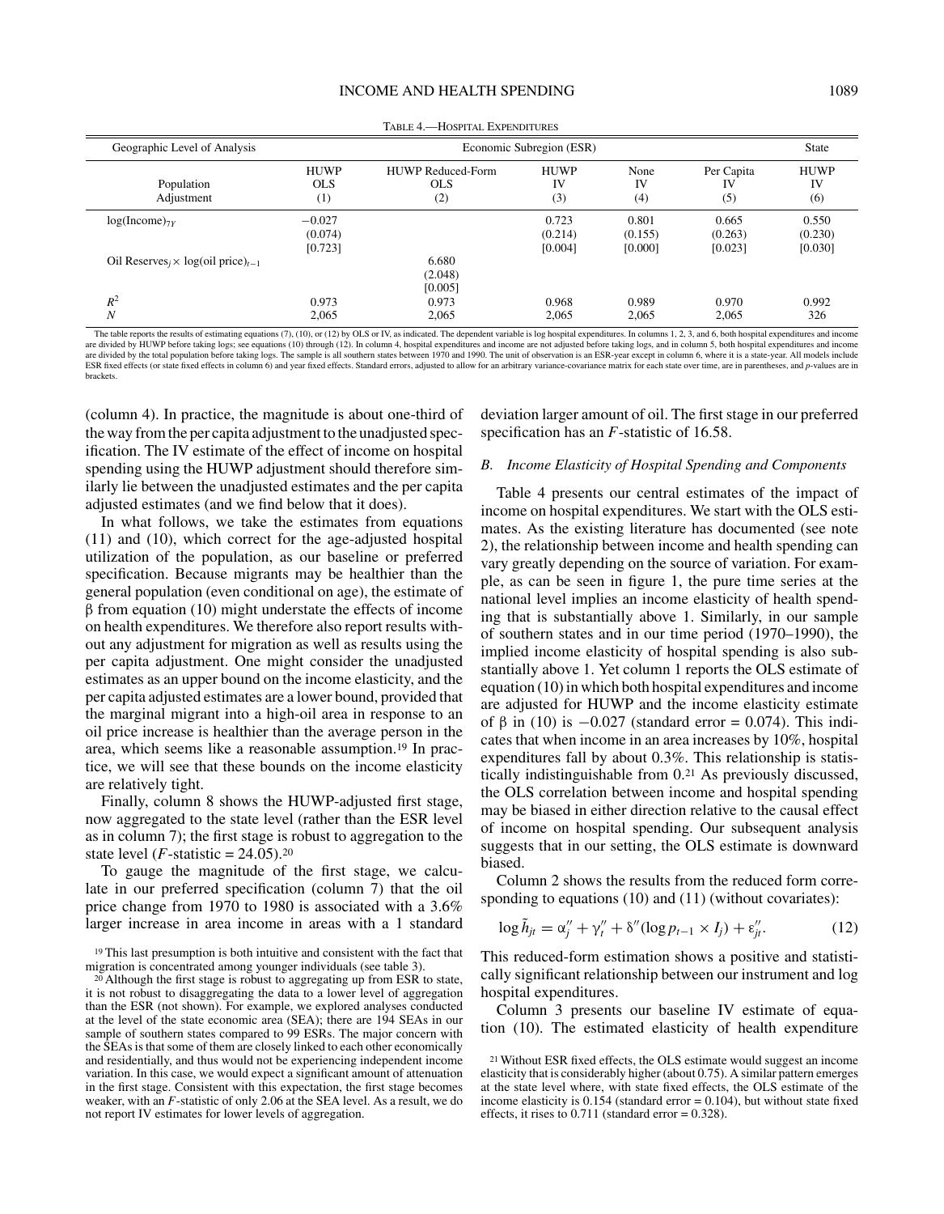TABLE 4.—HOSPITAL EXPENDITURES

| Geographic Level of Analysis | Economic Subregion (ESR) | | | | | State |
|---|---|---|---|---|---|---|
| Population Adjustment | HUWP OLS (1) | HUWP Reduced-Form OLS (2) | HUWP IV (3) | None IV (4) | Per Capita IV (5) | HUWP IV (6) |
| $\log(\text{Income})_{7Y}$ | −0.027 | | 0.723 | 0.801 | 0.665 | 0.550 |
| | (0.074) | | (0.214) | (0.155) | (0.263) | (0.230) |
| | [0.723] | | [0.004] | [0.000] | [0.023] | [0.030] |
| Oil Reserves$_j \times$ log(oil price)$_{t-1}$ | | 6.680 | | | | |
| | | (2.048) | | | | |
| | | [0.005] | | | | |
| $R^2$ | 0.973 | 0.973 | 0.968 | 0.989 | 0.970 | 0.992 |
| $N$ | 2,065 | 2,065 | 2,065 | 2,065 | 2,065 | 326 |

The table reports the results of estimating equations (7), (10), or (12) by OLS or IV, as indicated. The dependent variable is log hospital expenditures. In columns 1, 2, 3, and 6, both hospital expenditures and income are divided by HUWP before taking logs; see equations (10) through (12). In column 4, hospital expenditures and income are not adjusted before taking logs, and in column 5, both hospital expenditures and income are divided by the total population before taking logs. The sample is all southern states between 1970 and 1990. The unit of observation is an ESR-year except in column 6, where it is a state-year. All models include ESR fixed effects (or state fixed effects in column 6) and year fixed effects. Standard errors, adjusted to allow for an arbitrary variance-covariance matrix for each state over time, are in parentheses, and p-values are in brackets.

(column 4). In practice, the magnitude is about one-third of the way from the per capita adjustment to the unadjusted specification. The IV estimate of the effect of income on hospital spending using the HUWP adjustment should therefore similarly lie between the unadjusted estimates and the per capita adjusted estimates (and we find below that it does).

In what follows, we take the estimates from equations (11) and (10), which correct for the age-adjusted hospital utilization of the population, as our baseline or preferred specification. Because migrants may be healthier than the general population (even conditional on age), the estimate of $\beta$ from equation (10) might understate the effects of income on health expenditures. We therefore also report results without any adjustment for migration as well as results using the per capita adjustment. One might consider the unadjusted estimates as an upper bound on the income elasticity, and the per capita adjusted estimates are a lower bound, provided that the marginal migrant into a high-oil area in response to an oil price increase is healthier than the average person in the area, which seems like a reasonable assumption.[19] In practice, we will see that these bounds on the income elasticity are relatively tight.

Finally, column 8 shows the HUWP-adjusted first stage, now aggregated to the state level (rather than the ESR level as in column 7); the first stage is robust to aggregation to the state level ($F$-statistic = 24.05).[20]

To gauge the magnitude of the first stage, we calculate in our preferred specification (column 7) that the oil price change from 1970 to 1980 is associated with a 3.6% larger increase in area income in areas with a 1 standard deviation larger amount of oil. The first stage in our preferred specification has an $F$-statistic of 16.58.

### B. Income Elasticity of Hospital Spending and Components

Table 4 presents our central estimates of the impact of income on hospital expenditures. We start with the OLS estimates. As the existing literature has documented (see note 2), the relationship between income and health spending can vary greatly depending on the source of variation. For example, as can be seen in figure 1, the pure time series at the national level implies an income elasticity of health spending that is substantially above 1. Similarly, in our sample of southern states and in our time period (1970–1990), the implied income elasticity of hospital spending is also substantially above 1. Yet column 1 reports the OLS estimate of equation (10) in which both hospital expenditures and income are adjusted for HUWP and the income elasticity estimate of $\beta$ in (10) is $-0.027$ (standard error = 0.074). This indicates that when income in an area increases by 10%, hospital expenditures fall by about 0.3%. This relationship is statistically indistinguishable from 0.[21] As previously discussed, the OLS correlation between income and hospital spending may be biased in either direction relative to the causal effect of income on hospital spending. Our subsequent analysis suggests that in our setting, the OLS estimate is downward biased.

Column 2 shows the results from the reduced form corresponding to equations (10) and (11) (without covariates):

$$\log \tilde{h}_{jt} = \alpha_j'' + \gamma_t'' + \delta''(\log p_{t-1} \times I_j) + \varepsilon_{jt}''. \tag{12}$$

This reduced-form estimation shows a positive and statistically significant relationship between our instrument and log hospital expenditures.

Column 3 presents our baseline IV estimate of equation (10). The estimated elasticity of health expenditure

[19] This last presumption is both intuitive and consistent with the fact that migration is concentrated among younger individuals (see table 3).

[20] Although the first stage is robust to aggregating up from ESR to state, it is not robust to disaggregating the data to a lower level of aggregation than the ESR (not shown). For example, we explored analyses conducted at the level of the state economic area (SEA); there are 194 SEAs in our sample of southern states compared to 99 ESRs. The major concern with the SEAs is that some of them are closely linked to each other economically and residentially, and thus would not be experiencing independent income variation. In this case, we would expect a significant amount of attenuation in the first stage. Consistent with this expectation, the first stage becomes weaker, with an $F$-statistic of only 2.06 at the SEA level. As a result, we do not report IV estimates for lower levels of aggregation.

[21] Without ESR fixed effects, the OLS estimate would suggest an income elasticity that is considerably higher (about 0.75). A similar pattern emerges at the state level where, with state fixed effects, the OLS estimate of the income elasticity is 0.154 (standard error = 0.104), but without state fixed effects, it rises to 0.711 (standard error = 0.328).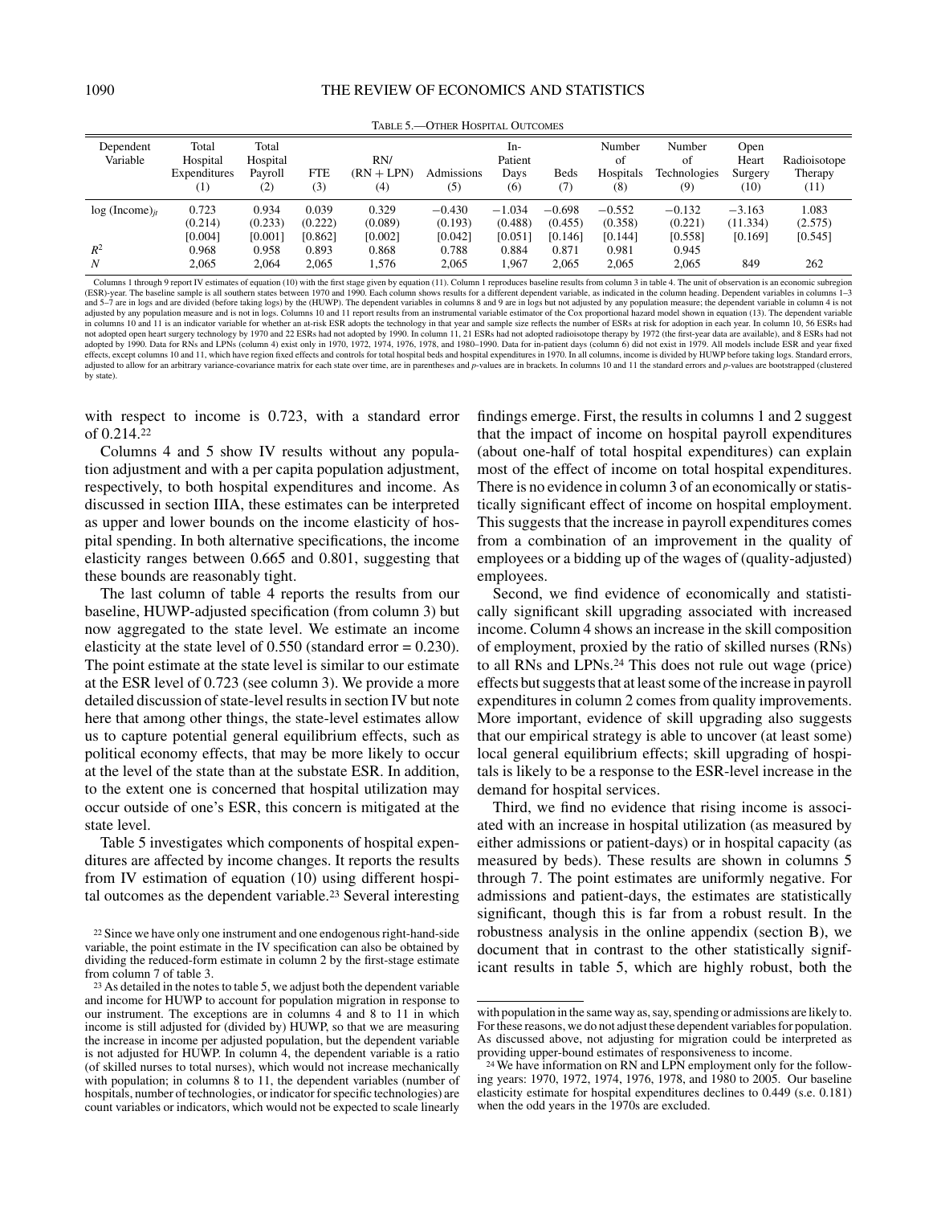TABLE 5.—OTHER HOSPITAL OUTCOMES

| Dependent Variable | Total Hospital Expenditures (1) | Total Hospital Payroll (2) | FTE (3) | RN/ (RN + LPN) (4) | Admissions (5) | In-Patient Days (6) | Beds (7) | Number of Hospitals (8) | Number of Technologies (9) | Open Heart Surgery (10) | Radioisotope Therapy (11) |
|---|---|---|---|---|---|---|---|---|---|---|---|
| log (Income)$_{jt}$ | 0.723 | 0.934 | 0.039 | 0.329 | −0.430 | −1.034 | −0.698 | −0.552 | −0.132 | −3.163 | 1.083 |
| | (0.214) | (0.233) | (0.222) | (0.089) | (0.193) | (0.488) | (0.455) | (0.358) | (0.221) | (11.334) | (2.575) |
| | [0.004] | [0.001] | [0.862] | [0.002] | [0.042] | [0.051] | [0.146] | [0.144] | [0.558] | [0.169] | [0.545] |
| $R^2$ | 0.968 | 0.958 | 0.893 | 0.868 | 0.788 | 0.884 | 0.871 | 0.981 | 0.945 | | |
| $N$ | 2,065 | 2,064 | 2,065 | 1,576 | 2,065 | 1,967 | 2,065 | 2,065 | 2,065 | 849 | 262 |

Columns 1 through 9 report IV estimates of equation (10) with the first stage given by equation (11). Column 1 reproduces baseline results from column 3 in table 4. The unit of observation is an economic subregion (ESR)-year. The baseline sample is all southern states between 1970 and 1990. Each column shows results for a different dependent variable, as indicated in the column heading. Dependent variables in columns 1–3 and 5–7 are in logs and are divided (before taking logs) by the (HUWP). The dependent variables in columns 8 and 9 are in logs but not adjusted by any population measure; the dependent variable in column 4 is not adjusted by any population measure and is not in logs. Columns 10 and 11 report results from an instrumental variable estimator of the Cox proportional hazard model shown in equation (13). The dependent variable in columns 10 and 11 is an indicator variable for whether an at-risk ESR adopts the technology in that year and sample size reflects the number of ESRs at risk for adoption in each year. In column 10, 56 ESRs had not adopted open heart surgery technology by 1970 and 22 ESRs had not adopted by 1990. In column 11, 21 ESRs had not adopted radioisotope therapy by 1972 (the first-year data are available), and 8 ESRs had not adopted by 1990. Data for RNs and LPNs (column 4) exist only in 1970, 1972, 1974, 1976, 1978, and 1980–1990. Data for in-patient days (column 6) did not exist in 1979. All models include ESR and year fixed effects, except columns 10 and 11, which have region fixed effects and controls for total hospital beds and hospital expenditures in 1970. In all columns, income is divided by HUWP before taking logs. Standard errors, adjusted to allow for an arbitrary variance-covariance matrix for each state over time, are in parentheses and $p$-values are in brackets. In columns 10 and 11 the standard errors and $p$-values are bootstrapped (clustered by state).

with respect to income is 0.723, with a standard error of 0.214.[22]

Columns 4 and 5 show IV results without any population adjustment and with a per capita population adjustment, respectively, to both hospital expenditures and income. As discussed in section IIIA, these estimates can be interpreted as upper and lower bounds on the income elasticity of hospital spending. In both alternative specifications, the income elasticity ranges between 0.665 and 0.801, suggesting that these bounds are reasonably tight.

The last column of table 4 reports the results from our baseline, HUWP-adjusted specification (from column 3) but now aggregated to the state level. We estimate an income elasticity at the state level of 0.550 (standard error = 0.230). The point estimate at the state level is similar to our estimate at the ESR level of 0.723 (see column 3). We provide a more detailed discussion of state-level results in section IV but note here that among other things, the state-level estimates allow us to capture potential general equilibrium effects, such as political economy effects, that may be more likely to occur at the level of the state than at the substate ESR. In addition, to the extent one is concerned that hospital utilization may occur outside of one's ESR, this concern is mitigated at the state level.

Table 5 investigates which components of hospital expenditures are affected by income changes. It reports the results from IV estimation of equation (10) using different hospital outcomes as the dependent variable.[23] Several interesting findings emerge. First, the results in columns 1 and 2 suggest that the impact of income on hospital payroll expenditures (about one-half of total hospital expenditures) can explain most of the effect of income on total hospital expenditures. There is no evidence in column 3 of an economically or statistically significant effect of income on hospital employment. This suggests that the increase in payroll expenditures comes from a combination of an improvement in the quality of employees or a bidding up of the wages of (quality-adjusted) employees.

Second, we find evidence of economically and statistically significant skill upgrading associated with increased income. Column 4 shows an increase in the skill composition of employment, proxied by the ratio of skilled nurses (RNs) to all RNs and LPNs.[24] This does not rule out wage (price) effects but suggests that at least some of the increase in payroll expenditures in column 2 comes from quality improvements. More important, evidence of skill upgrading also suggests that our empirical strategy is able to uncover (at least some) local general equilibrium effects; skill upgrading of hospitals is likely to be a response to the ESR-level increase in the demand for hospital services.

Third, we find no evidence that rising income is associated with an increase in hospital utilization (as measured by either admissions or patient-days) or in hospital capacity (as measured by beds). These results are shown in columns 5 through 7. The point estimates are uniformly negative. For admissions and patient-days, the estimates are statistically significant, though this is far from a robust result. In the robustness analysis in the online appendix (section B), we document that in contrast to the other statistically significant results in table 5, which are highly robust, both the

[22] Since we have only one instrument and one endogenous right-hand-side variable, the point estimate in the IV specification can also be obtained by dividing the reduced-form estimate in column 2 by the first-stage estimate from column 7 of table 3.

[23] As detailed in the notes to table 5, we adjust both the dependent variable and income for HUWP to account for population migration in response to our instrument. The exceptions are in columns 4 and 8 to 11 in which income is still adjusted for (divided by) HUWP, so that we are measuring the increase in income per adjusted population, but the dependent variable is not adjusted for HUWP. In column 4, the dependent variable is a ratio (of skilled nurses to total nurses), which would not increase mechanically with population; in columns 8 to 11, the dependent variables (number of hospitals, number of technologies, or indicator for specific technologies) are count variables or indicators, which would not be expected to scale linearly with population in the same way as, say, spending or admissions are likely to. For these reasons, we do not adjust these dependent variables for population. As discussed above, not adjusting for migration could be interpreted as providing upper-bound estimates of responsiveness to income.

[24] We have information on RN and LPN employment only for the following years: 1970, 1972, 1974, 1976, 1978, and 1980 to 2005. Our baseline elasticity estimate for hospital expenditures declines to 0.449 (s.e. 0.181) when the odd years in the 1970s are excluded.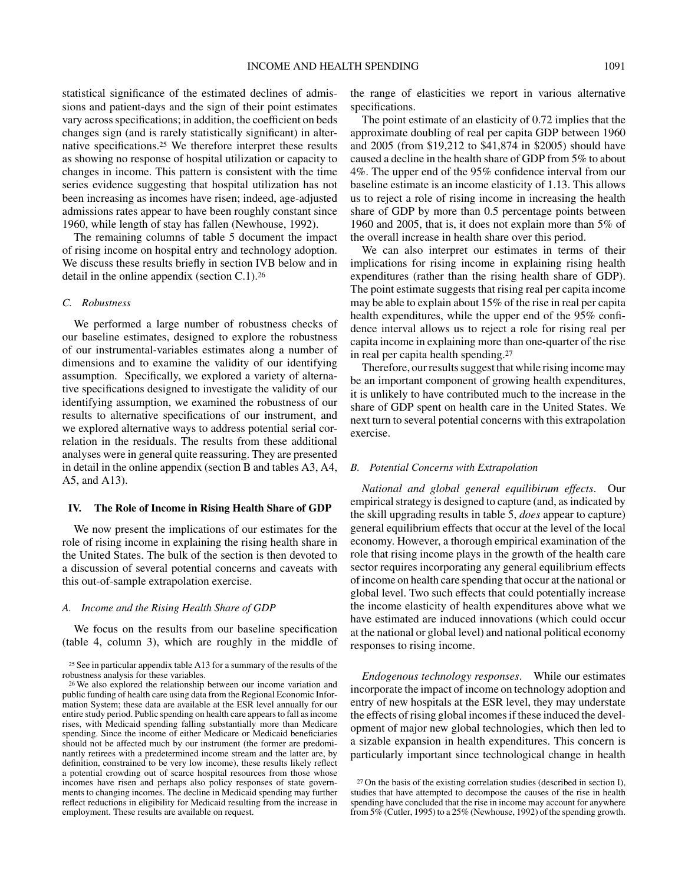statistical significance of the estimated declines of admissions and patient-days and the sign of their point estimates vary across specifications; in addition, the coefficient on beds changes sign (and is rarely statistically significant) in alternative specifications.[25] We therefore interpret these results as showing no response of hospital utilization or capacity to changes in income. This pattern is consistent with the time series evidence suggesting that hospital utilization has not been increasing as incomes have risen; indeed, age-adjusted admissions rates appear to have been roughly constant since 1960, while length of stay has fallen (Newhouse, 1992).

The remaining columns of table 5 document the impact of rising income on hospital entry and technology adoption. We discuss these results briefly in section IVB below and in detail in the online appendix (section C.1).[26]

### C. Robustness

We performed a large number of robustness checks of our baseline estimates, designed to explore the robustness of our instrumental-variables estimates along a number of dimensions and to examine the validity of our identifying assumption. Specifically, we explored a variety of alternative specifications designed to investigate the validity of our identifying assumption, we examined the robustness of our results to alternative specifications of our instrument, and we explored alternative ways to address potential serial correlation in the residuals. The results from these additional analyses were in general quite reassuring. They are presented in detail in the online appendix (section B and tables A3, A4, A5, and A13).

## IV. The Role of Income in Rising Health Share of GDP

We now present the implications of our estimates for the role of rising income in explaining the rising health share in the United States. The bulk of the section is then devoted to a discussion of several potential concerns and caveats with this out-of-sample extrapolation exercise.

### A. Income and the Rising Health Share of GDP

We focus on the results from our baseline specification (table 4, column 3), which are roughly in the middle of the range of elasticities we report in various alternative specifications.

The point estimate of an elasticity of 0.72 implies that the approximate doubling of real per capita GDP between 1960 and 2005 (from $19,212 to $41,874 in $2005) should have caused a decline in the health share of GDP from 5% to about 4%. The upper end of the 95% confidence interval from our baseline estimate is an income elasticity of 1.13. This allows us to reject a role of rising income in increasing the health share of GDP by more than 0.5 percentage points between 1960 and 2005, that is, it does not explain more than 5% of the overall increase in health share over this period.

We can also interpret our estimates in terms of their implications for rising income in explaining rising health expenditures (rather than the rising health share of GDP). The point estimate suggests that rising real per capita income may be able to explain about 15% of the rise in real per capita health expenditures, while the upper end of the 95% confidence interval allows us to reject a role for rising real per capita income in explaining more than one-quarter of the rise in real per capita health spending.[27]

Therefore, our results suggest that while rising income may be an important component of growing health expenditures, it is unlikely to have contributed much to the increase in the share of GDP spent on health care in the United States. We next turn to several potential concerns with this extrapolation exercise.

### B. Potential Concerns with Extrapolation

*National and global general equilibirum effects*. Our empirical strategy is designed to capture (and, as indicated by the skill upgrading results in table 5, *does* appear to capture) general equilibrium effects that occur at the level of the local economy. However, a thorough empirical examination of the role that rising income plays in the growth of the health care sector requires incorporating any general equilibrium effects of income on health care spending that occur at the national or global level. Two such effects that could potentially increase the income elasticity of health expenditures above what we have estimated are induced innovations (which could occur at the national or global level) and national political economy responses to rising income.

*Endogenous technology responses*. While our estimates incorporate the impact of income on technology adoption and entry of new hospitals at the ESR level, they may understate the effects of rising global incomes if these induced the development of major new global technologies, which then led to a sizable expansion in health expenditures. This concern is particularly important since technological change in health

---

[25] See in particular appendix table A13 for a summary of the results of the robustness analysis for these variables.

[26] We also explored the relationship between our income variation and public funding of health care using data from the Regional Economic Information System; these data are available at the ESR level annually for our entire study period. Public spending on health care appears to fall as income rises, with Medicaid spending falling substantially more than Medicare spending. Since the income of either Medicare or Medicaid beneficiaries should not be affected much by our instrument (the former are predominantly retirees with a predetermined income stream and the latter are, by definition, constrained to be very low income), these results likely reflect a potential crowding out of scarce hospital resources from those whose incomes have risen and perhaps also policy responses of state governments to changing incomes. The decline in Medicaid spending may further reflect reductions in eligibility for Medicaid resulting from the increase in employment. These results are available on request.

[27] On the basis of the existing correlation studies (described in section I), studies that have attempted to decompose the causes of the rise in health spending have concluded that the rise in income may account for anywhere from 5% (Cutler, 1995) to a 25% (Newhouse, 1992) of the spending growth.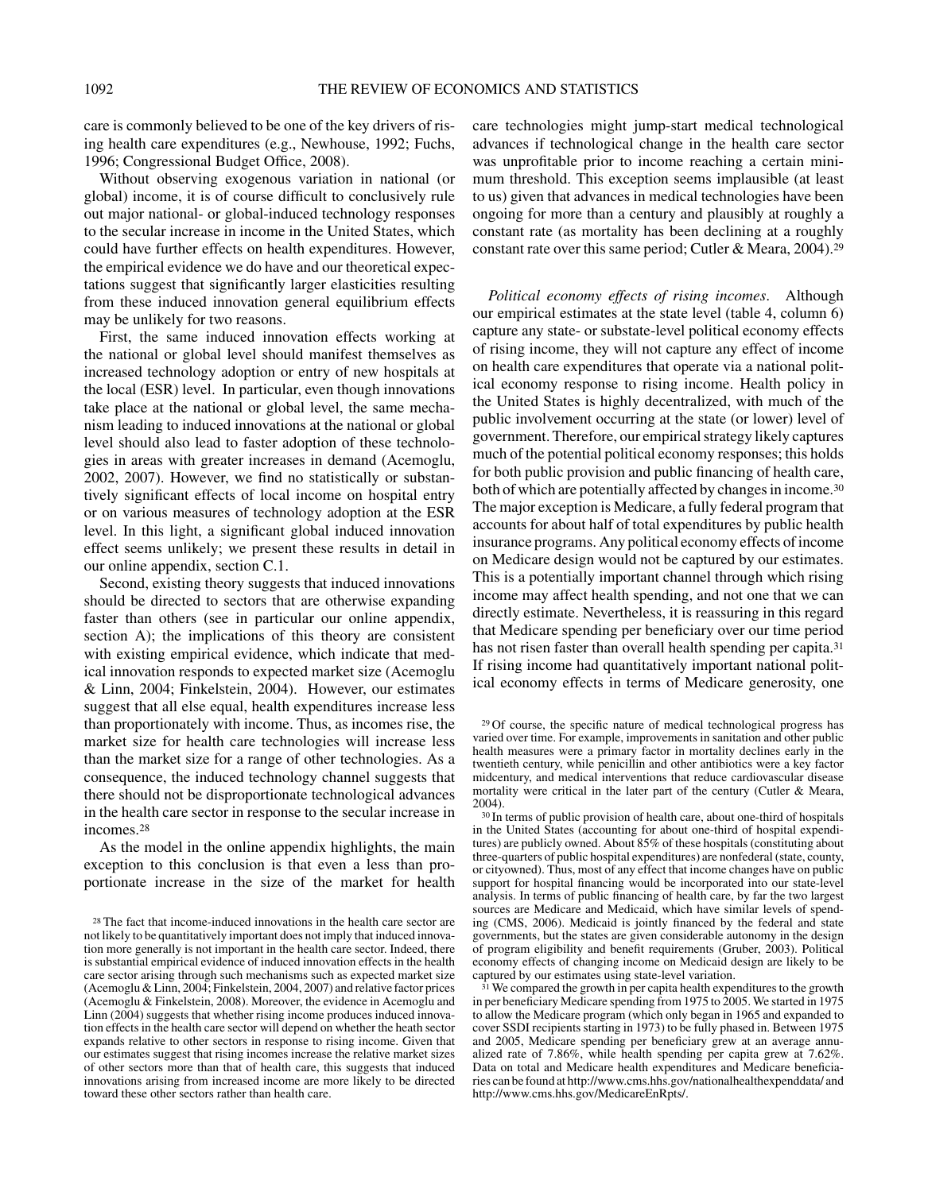care is commonly believed to be one of the key drivers of rising health care expenditures (e.g., Newhouse, 1992; Fuchs, 1996; Congressional Budget Office, 2008).

Without observing exogenous variation in national (or global) income, it is of course difficult to conclusively rule out major national- or global-induced technology responses to the secular increase in income in the United States, which could have further effects on health expenditures. However, the empirical evidence we do have and our theoretical expectations suggest that significantly larger elasticities resulting from these induced innovation general equilibrium effects may be unlikely for two reasons.

First, the same induced innovation effects working at the national or global level should manifest themselves as increased technology adoption or entry of new hospitals at the local (ESR) level. In particular, even though innovations take place at the national or global level, the same mechanism leading to induced innovations at the national or global level should also lead to faster adoption of these technologies in areas with greater increases in demand (Acemoglu, 2002, 2007). However, we find no statistically or substantively significant effects of local income on hospital entry or on various measures of technology adoption at the ESR level. In this light, a significant global induced innovation effect seems unlikely; we present these results in detail in our online appendix, section C.1.

Second, existing theory suggests that induced innovations should be directed to sectors that are otherwise expanding faster than others (see in particular our online appendix, section A); the implications of this theory are consistent with existing empirical evidence, which indicate that medical innovation responds to expected market size (Acemoglu & Linn, 2004; Finkelstein, 2004). However, our estimates suggest that all else equal, health expenditures increase less than proportionately with income. Thus, as incomes rise, the market size for health care technologies will increase less than the market size for a range of other technologies. As a consequence, the induced technology channel suggests that there should not be disproportionate technological advances in the health care sector in response to the secular increase in incomes.[28]

As the model in the online appendix highlights, the main exception to this conclusion is that even a less than proportionate increase in the size of the market for health care technologies might jump-start medical technological advances if technological change in the health care sector was unprofitable prior to income reaching a certain minimum threshold. This exception seems implausible (at least to us) given that advances in medical technologies have been ongoing for more than a century and plausibly at roughly a constant rate (as mortality has been declining at a roughly constant rate over this same period; Cutler & Meara, 2004).[29]

*Political economy effects of rising incomes*. Although our empirical estimates at the state level (table 4, column 6) capture any state- or substate-level political economy effects of rising income, they will not capture any effect of income on health care expenditures that operate via a national political economy response to rising income. Health policy in the United States is highly decentralized, with much of the public involvement occurring at the state (or lower) level of government. Therefore, our empirical strategy likely captures much of the potential political economy responses; this holds for both public provision and public financing of health care, both of which are potentially affected by changes in income.[30] The major exception is Medicare, a fully federal program that accounts for about half of total expenditures by public health insurance programs. Any political economy effects of income on Medicare design would not be captured by our estimates. This is a potentially important channel through which rising income may affect health spending, and not one that we can directly estimate. Nevertheless, it is reassuring in this regard that Medicare spending per beneficiary over our time period has not risen faster than overall health spending per capita.[31] If rising income had quantitatively important national political economy effects in terms of Medicare generosity, one

[28] The fact that income-induced innovations in the health care sector are not likely to be quantitatively important does not imply that induced innovation more generally is not important in the health care sector. Indeed, there is substantial empirical evidence of induced innovation effects in the health care sector arising through such mechanisms such as expected market size (Acemoglu & Linn, 2004; Finkelstein, 2004, 2007) and relative factor prices (Acemoglu & Finkelstein, 2008). Moreover, the evidence in Acemoglu and Linn (2004) suggests that whether rising income produces induced innovation effects in the health care sector will depend on whether the heath sector expands relative to other sectors in response to rising income. Given that our estimates suggest that rising incomes increase the relative market sizes of other sectors more than that of health care, this suggests that induced innovations arising from increased income are more likely to be directed toward these other sectors rather than health care.

[29] Of course, the specific nature of medical technological progress has varied over time. For example, improvements in sanitation and other public health measures were a primary factor in mortality declines early in the twentieth century, while penicillin and other antibiotics were a key factor midcentury, and medical interventions that reduce cardiovascular disease mortality were critical in the later part of the century (Cutler & Meara, 2004).

[30] In terms of public provision of health care, about one-third of hospitals in the United States (accounting for about one-third of hospital expenditures) are publicly owned. About 85% of these hospitals (constituting about three-quarters of public hospital expenditures) are nonfederal (state, county, or cityowned). Thus, most of any effect that income changes have on public support for hospital financing would be incorporated into our state-level analysis. In terms of public financing of health care, by far the two largest sources are Medicare and Medicaid, which have similar levels of spending (CMS, 2006). Medicaid is jointly financed by the federal and state governments, but the states are given considerable autonomy in the design of program eligibility and benefit requirements (Gruber, 2003). Political economy effects of changing income on Medicaid design are likely to be captured by our estimates using state-level variation.

[31] We compared the growth in per capita health expenditures to the growth in per beneficiary Medicare spending from 1975 to 2005. We started in 1975 to allow the Medicare program (which only began in 1965 and expanded to cover SSDI recipients starting in 1973) to be fully phased in. Between 1975 and 2005, Medicare spending per beneficiary grew at an average annualized rate of 7.86%, while health spending per capita grew at 7.62%. Data on total and Medicare health expenditures and Medicare beneficiaries can be found at http://www.cms.hhs.gov/nationalhealthexpenddata/ and http://www.cms.hhs.gov/MedicareEnRpts/.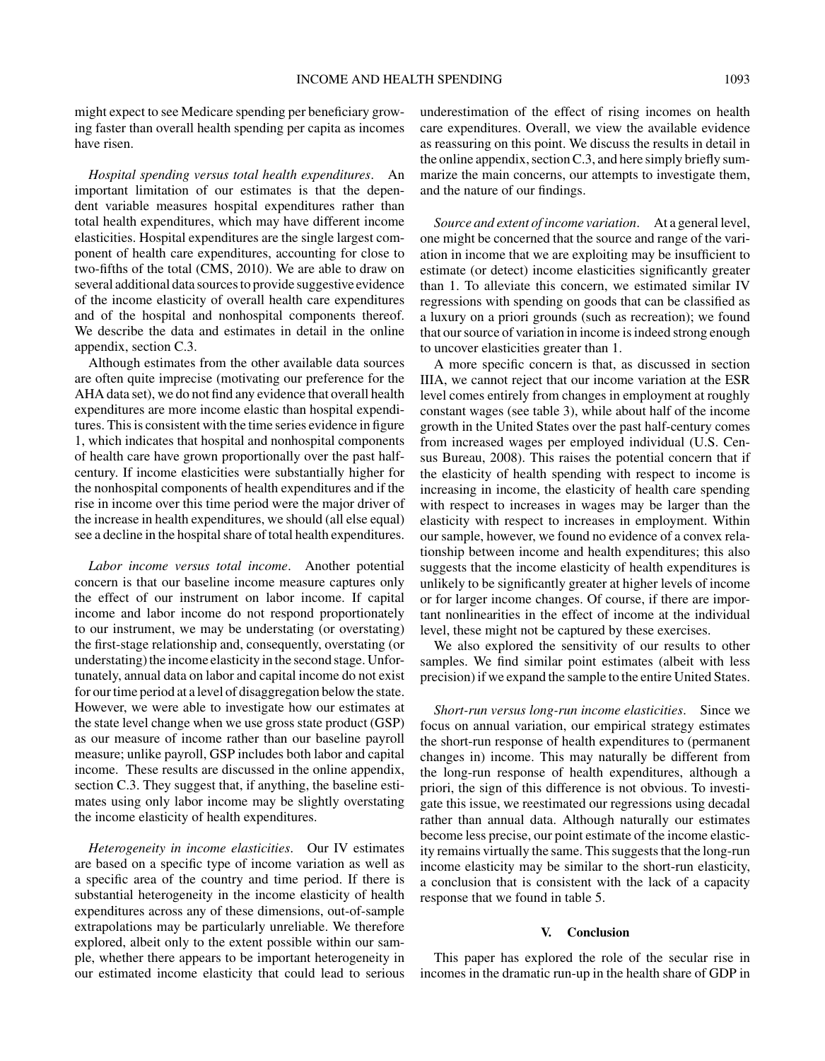might expect to see Medicare spending per beneficiary growing faster than overall health spending per capita as incomes have risen.

*Hospital spending versus total health expenditures*. An important limitation of our estimates is that the dependent variable measures hospital expenditures rather than total health expenditures, which may have different income elasticities. Hospital expenditures are the single largest component of health care expenditures, accounting for close to two-fifths of the total (CMS, 2010). We are able to draw on several additional data sources to provide suggestive evidence of the income elasticity of overall health care expenditures and of the hospital and nonhospital components thereof. We describe the data and estimates in detail in the online appendix, section C.3.

Although estimates from the other available data sources are often quite imprecise (motivating our preference for the AHA data set), we do not find any evidence that overall health expenditures are more income elastic than hospital expenditures. This is consistent with the time series evidence in figure 1, which indicates that hospital and nonhospital components of health care have grown proportionally over the past half-century. If income elasticities were substantially higher for the nonhospital components of health expenditures and if the rise in income over this time period were the major driver of the increase in health expenditures, we should (all else equal) see a decline in the hospital share of total health expenditures.

*Labor income versus total income*. Another potential concern is that our baseline income measure captures only the effect of our instrument on labor income. If capital income and labor income do not respond proportionately to our instrument, we may be understating (or overstating) the first-stage relationship and, consequently, overstating (or understating) the income elasticity in the second stage. Unfortunately, annual data on labor and capital income do not exist for our time period at a level of disaggregation below the state. However, we were able to investigate how our estimates at the state level change when we use gross state product (GSP) as our measure of income rather than our baseline payroll measure; unlike payroll, GSP includes both labor and capital income. These results are discussed in the online appendix, section C.3. They suggest that, if anything, the baseline estimates using only labor income may be slightly overstating the income elasticity of health expenditures.

*Heterogeneity in income elasticities*. Our IV estimates are based on a specific type of income variation as well as a specific area of the country and time period. If there is substantial heterogeneity in the income elasticity of health expenditures across any of these dimensions, out-of-sample extrapolations may be particularly unreliable. We therefore explored, albeit only to the extent possible within our sample, whether there appears to be important heterogeneity in our estimated income elasticity that could lead to serious underestimation of the effect of rising incomes on health care expenditures. Overall, we view the available evidence as reassuring on this point. We discuss the results in detail in the online appendix, section C.3, and here simply briefly summarize the main concerns, our attempts to investigate them, and the nature of our findings.

*Source and extent of income variation*. At a general level, one might be concerned that the source and range of the variation in income that we are exploiting may be insufficient to estimate (or detect) income elasticities significantly greater than 1. To alleviate this concern, we estimated similar IV regressions with spending on goods that can be classified as a luxury on a priori grounds (such as recreation); we found that our source of variation in income is indeed strong enough to uncover elasticities greater than 1.

A more specific concern is that, as discussed in section IIIA, we cannot reject that our income variation at the ESR level comes entirely from changes in employment at roughly constant wages (see table 3), while about half of the income growth in the United States over the past half-century comes from increased wages per employed individual (U.S. Census Bureau, 2008). This raises the potential concern that if the elasticity of health spending with respect to income is increasing in income, the elasticity of health care spending with respect to increases in wages may be larger than the elasticity with respect to increases in employment. Within our sample, however, we found no evidence of a convex relationship between income and health expenditures; this also suggests that the income elasticity of health expenditures is unlikely to be significantly greater at higher levels of income or for larger income changes. Of course, if there are important nonlinearities in the effect of income at the individual level, these might not be captured by these exercises.

We also explored the sensitivity of our results to other samples. We find similar point estimates (albeit with less precision) if we expand the sample to the entire United States.

*Short-run versus long-run income elasticities*. Since we focus on annual variation, our empirical strategy estimates the short-run response of health expenditures to (permanent changes in) income. This may naturally be different from the long-run response of health expenditures, although a priori, the sign of this difference is not obvious. To investigate this issue, we reestimated our regressions using decadal rather than annual data. Although naturally our estimates become less precise, our point estimate of the income elasticity remains virtually the same. This suggests that the long-run income elasticity may be similar to the short-run elasticity, a conclusion that is consistent with the lack of a capacity response that we found in table 5.

## V. Conclusion

This paper has explored the role of the secular rise in incomes in the dramatic run-up in the health share of GDP in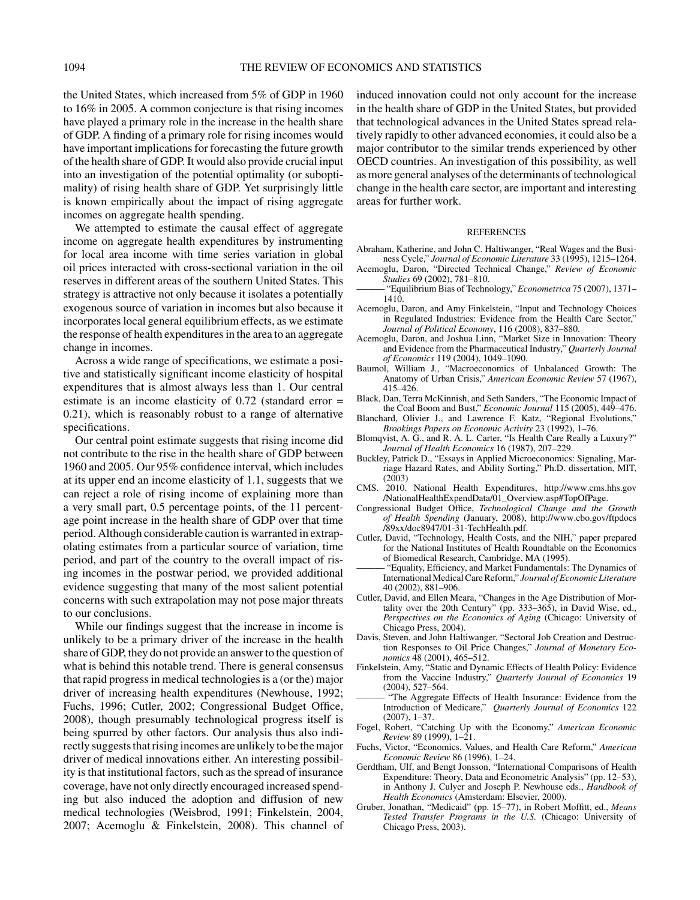the United States, which increased from 5% of GDP in 1960 to 16% in 2005. A common conjecture is that rising incomes have played a primary role in the increase in the health share of GDP. A finding of a primary role for rising incomes would have important implications for forecasting the future growth of the health share of GDP. It would also provide crucial input into an investigation of the potential optimality (or suboptimality) of rising health share of GDP. Yet surprisingly little is known empirically about the impact of rising aggregate incomes on aggregate health spending.

We attempted to estimate the causal effect of aggregate income on aggregate health expenditures by instrumenting for local area income with time series variation in global oil prices interacted with cross-sectional variation in the oil reserves in different areas of the southern United States. This strategy is attractive not only because it isolates a potentially exogenous source of variation in incomes but also because it incorporates local general equilibrium effects, as we estimate the response of health expenditures in the area to an aggregate change in incomes.

Across a wide range of specifications, we estimate a positive and statistically significant income elasticity of hospital expenditures that is almost always less than 1. Our central estimate is an income elasticity of 0.72 (standard error = 0.21), which is reasonably robust to a range of alternative specifications.

Our central point estimate suggests that rising income did not contribute to the rise in the health share of GDP between 1960 and 2005. Our 95% confidence interval, which includes at its upper end an income elasticity of 1.1, suggests that we can reject a role of rising income of explaining more than a very small part, 0.5 percentage points, of the 11 percentage point increase in the health share of GDP over that time period. Although considerable caution is warranted in extrapolating estimates from a particular source of variation, time period, and part of the country to the overall impact of rising incomes in the postwar period, we provided additional evidence suggesting that many of the most salient potential concerns with such extrapolation may not pose major threats to our conclusions.

While our findings suggest that the increase in income is unlikely to be a primary driver of the increase in the health share of GDP, they do not provide an answer to the question of what is behind this notable trend. There is general consensus that rapid progress in medical technologies is a (or the) major driver of increasing health expenditures (Newhouse, 1992; Fuchs, 1996; Cutler, 2002; Congressional Budget Office, 2008), though presumably technological progress itself is being spurred by other factors. Our analysis thus also indirectly suggests that rising incomes are unlikely to be the major driver of medical innovations either. An interesting possibility is that institutional factors, such as the spread of insurance coverage, have not only directly encouraged increased spending but also induced the adoption and diffusion of new medical technologies (Weisbrod, 1991; Finkelstein, 2004, 2007; Acemoglu & Finkelstein, 2008). This channel of induced innovation could not only account for the increase in the health share of GDP in the United States, but provided that technological advances in the United States spread relatively rapidly to other advanced economies, it could also be a major contributor to the similar trends experienced by other OECD countries. An investigation of this possibility, as well as more general analyses of the determinants of technological change in the health care sector, are important and interesting areas for further work.

## REFERENCES

Abraham, Katherine, and John C. Haltiwanger, "Real Wages and the Business Cycle," *Journal of Economic Literature* 33 (1995), 1215–1264.

Acemoglu, Daron, "Directed Technical Change," *Review of Economic Studies* 69 (2002), 781–810.

——— "Equilibrium Bias of Technology," *Econometrica* 75 (2007), 1371–1410.

Acemoglu, Daron, and Amy Finkelstein, "Input and Technology Choices in Regulated Industries: Evidence from the Health Care Sector," *Journal of Political Economy*, 116 (2008), 837–880.

Acemoglu, Daron, and Joshua Linn, "Market Size in Innovation: Theory and Evidence from the Pharmaceutical Industry," *Quarterly Journal of Economics* 119 (2004), 1049–1090.

Baumol, William J., "Macroeconomics of Unbalanced Growth: The Anatomy of Urban Crisis," *American Economic Review* 57 (1967), 415–426.

Black, Dan, Terra McKinnish, and Seth Sanders, "The Economic Impact of the Coal Boom and Bust," *Economic Journal* 115 (2005), 449–476.

Blanchard, Olivier J., and Lawrence F. Katz, "Regional Evolutions," *Brookings Papers on Economic Activity* 23 (1992), 1–76.

Blomqvist, A. G., and R. A. L. Carter, "Is Health Care Really a Luxury?" *Journal of Health Economics* 16 (1987), 207–229.

Buckley, Patrick D., "Essays in Applied Microeconomics: Signaling, Marriage Hazard Rates, and Ability Sorting," Ph.D. dissertation, MIT, (2003)

CMS. 2010. National Health Expenditures, http://www.cms.hhs.gov/NationalHealthExpendData/01_Overview.asp#TopOfPage.

Congressional Budget Office, *Technological Change and the Growth of Health Spending* (January, 2008), http://www.cbo.gov/ftpdocs/89xx/doc8947/01-31-TechHealth.pdf.

Cutler, David, "Technology, Health Costs, and the NIH," paper prepared for the National Institutes of Health Roundtable on the Economics of Biomedical Research, Cambridge, MA (1995).

——— "Equality, Efficiency, and Market Fundamentals: The Dynamics of International Medical Care Reform," *Journal of Economic Literature* 40 (2002), 881–906.

Cutler, David, and Ellen Meara, "Changes in the Age Distribution of Mortality over the 20th Century" (pp. 333–365), in David Wise, ed., *Perspectives on the Economics of Aging* (Chicago: University of Chicago Press, 2004).

Davis, Steven, and John Haltiwanger, "Sectoral Job Creation and Destruction Responses to Oil Price Changes," *Journal of Monetary Economics* 48 (2001), 465–512.

Finkelstein, Amy, "Static and Dynamic Effects of Health Policy: Evidence from the Vaccine Industry," *Quarterly Journal of Economics* 19 (2004), 527–564.

——— "The Aggregate Effects of Health Insurance: Evidence from the Introduction of Medicare," *Quarterly Journal of Economics* 122 (2007), 1–37.

Fogel, Robert, "Catching Up with the Economy," *American Economic Review* 89 (1999), 1–21.

Fuchs, Victor, "Economics, Values, and Health Care Reform," *American Economic Review* 86 (1996), 1–24.

Gerdtham, Ulf, and Bengt Jonsson, "International Comparisons of Health Expenditure: Theory, Data and Econometric Analysis" (pp. 12–53), in Anthony J. Culyer and Joseph P. Newhouse eds., *Handbook of Health Economics* (Amsterdam: Elsevier, 2000).

Gruber, Jonathan, "Medicaid" (pp. 15–77), in Robert Moffitt, ed., *Means Tested Transfer Programs in the U.S.* (Chicago: University of Chicago Press, 2003).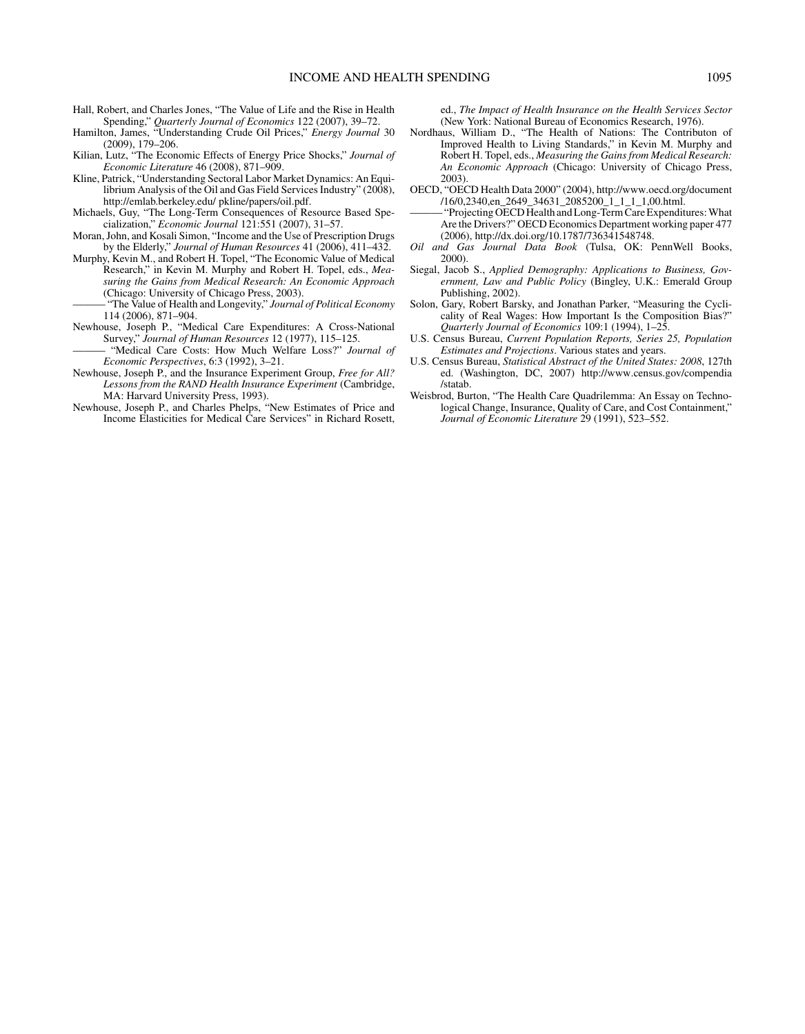Hall, Robert, and Charles Jones, "The Value of Life and the Rise in Health Spending," *Quarterly Journal of Economics* 122 (2007), 39–72.

Hamilton, James, "Understanding Crude Oil Prices," *Energy Journal* 30 (2009), 179–206.

Kilian, Lutz, "The Economic Effects of Energy Price Shocks," *Journal of Economic Literature* 46 (2008), 871–909.

Kline, Patrick, "Understanding Sectoral Labor Market Dynamics: An Equilibrium Analysis of the Oil and Gas Field Services Industry" (2008), http://emlab.berkeley.edu/ pkline/papers/oil.pdf.

Michaels, Guy, "The Long-Term Consequences of Resource Based Specialization," *Economic Journal* 121:551 (2007), 31–57.

Moran, John, and Kosali Simon, "Income and the Use of Prescription Drugs by the Elderly," *Journal of Human Resources* 41 (2006), 411–432.

Murphy, Kevin M., and Robert H. Topel, "The Economic Value of Medical Research," in Kevin M. Murphy and Robert H. Topel, eds., *Measuring the Gains from Medical Research: An Economic Approach* (Chicago: University of Chicago Press, 2003).

——— "The Value of Health and Longevity," *Journal of Political Economy* 114 (2006), 871–904.

Newhouse, Joseph P., "Medical Care Expenditures: A Cross-National Survey," *Journal of Human Resources* 12 (1977), 115–125.

——— "Medical Care Costs: How Much Welfare Loss?" *Journal of Economic Perspectives*, 6:3 (1992), 3–21.

Newhouse, Joseph P., and the Insurance Experiment Group, *Free for All? Lessons from the RAND Health Insurance Experiment* (Cambridge, MA: Harvard University Press, 1993).

Newhouse, Joseph P., and Charles Phelps, "New Estimates of Price and Income Elasticities for Medical Care Services" in Richard Rosett, ed., *The Impact of Health Insurance on the Health Services Sector* (New York: National Bureau of Economics Research, 1976).

Nordhaus, William D., "The Health of Nations: The Contributon of Improved Health to Living Standards," in Kevin M. Murphy and Robert H. Topel, eds., *Measuring the Gains from Medical Research: An Economic Approach* (Chicago: University of Chicago Press, 2003).

OECD, "OECD Health Data 2000" (2004), http://www.oecd.org/document/16/0,2340,en_2649_34631_2085200_1_1_1_1,00.html.

——— "Projecting OECD Health and Long-Term Care Expenditures: What Are the Drivers?" OECD Economics Department working paper 477 (2006), http://dx.doi.org/10.1787/736341548748.

*Oil and Gas Journal Data Book* (Tulsa, OK: PennWell Books, 2000).

Siegal, Jacob S., *Applied Demography: Applications to Business, Government, Law and Public Policy* (Bingley, U.K.: Emerald Group Publishing, 2002).

Solon, Gary, Robert Barsky, and Jonathan Parker, "Measuring the Cyclicality of Real Wages: How Important Is the Composition Bias?" *Quarterly Journal of Economics* 109:1 (1994), 1–25.

U.S. Census Bureau, *Current Population Reports, Series 25, Population Estimates and Projections*. Various states and years.

U.S. Census Bureau, *Statistical Abstract of the United States: 2008*, 127th ed. (Washington, DC, 2007) http://www.census.gov/compendia/statab.

Weisbrod, Burton, "The Health Care Quadrilemma: An Essay on Technological Change, Insurance, Quality of Care, and Cost Containment," *Journal of Economic Literature* 29 (1991), 523–552.